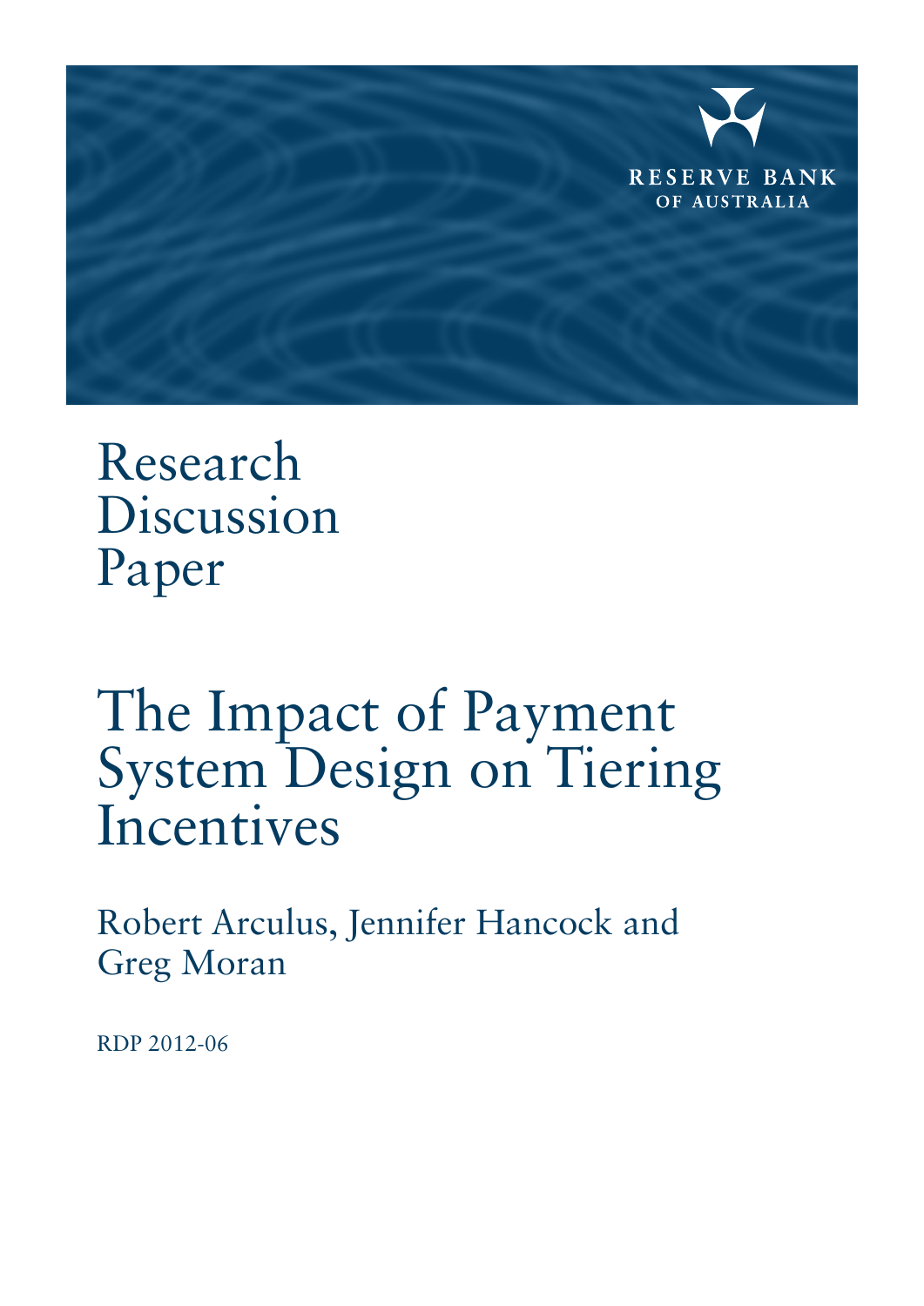RESERVE BANK OF AUSTRALIA

# Research Discussion Paper

# The Impact of Payment System Design on Tiering Incentives

Robert Arculus, Jennifer Hancock and Greg Moran

RDP 2012-06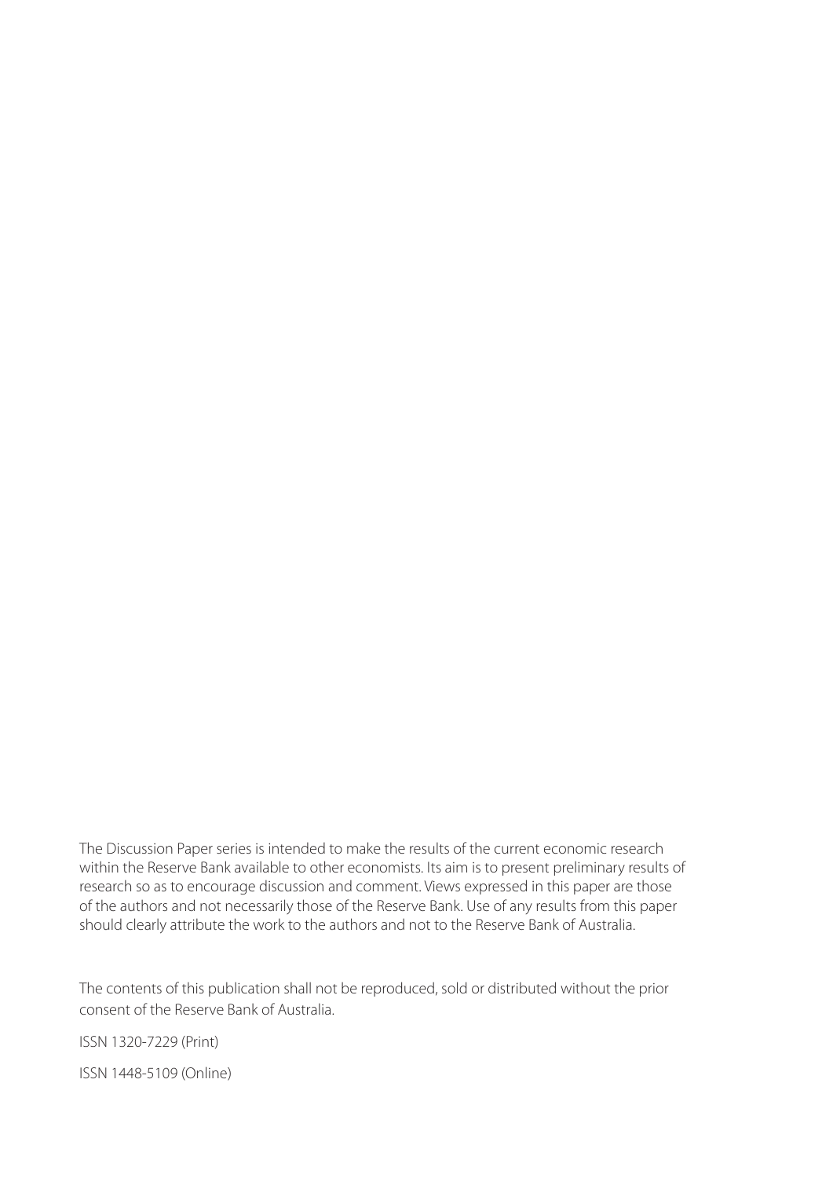The Discussion Paper series is intended to make the results of the current economic research within the Reserve Bank available to other economists. Its aim is to present preliminary results of research so as to encourage discussion and comment. Views expressed in this paper are those of the authors and not necessarily those of the Reserve Bank. Use of any results from this paper should clearly attribute the work to the authors and not to the Reserve Bank of Australia.

The contents of this publication shall not be reproduced, sold or distributed without the prior consent of the Reserve Bank of Australia.

ISSN 1320-7229 (Print)

ISSN 1448-5109 (Online)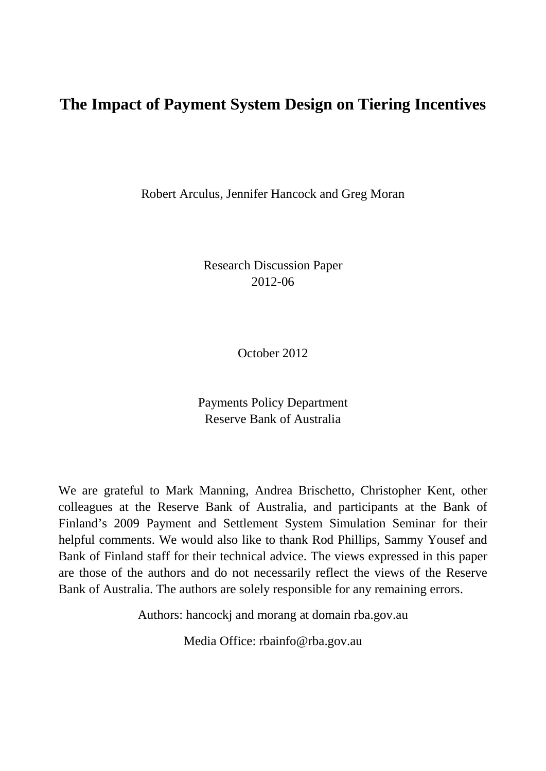# The Impact of Payment System Design on Tiering Incentives

Robert Arculus, Jennifer Hancock and Greg Moran

Research Discussion Paper
2012-06

October 2012

Payments Policy Department
Reserve Bank of Australia

We are grateful to Mark Manning, Andrea Brischetto, Christopher Kent, other colleagues at the Reserve Bank of Australia, and participants at the Bank of Finland's 2009 Payment and Settlement System Simulation Seminar for their helpful comments. We would also like to thank Rod Phillips, Sammy Yousef and Bank of Finland staff for their technical advice. The views expressed in this paper are those of the authors and do not necessarily reflect the views of the Reserve Bank of Australia. The authors are solely responsible for any remaining errors.

Authors: hancockj and morang at domain rba.gov.au

Media Office: rbainfo@rba.gov.au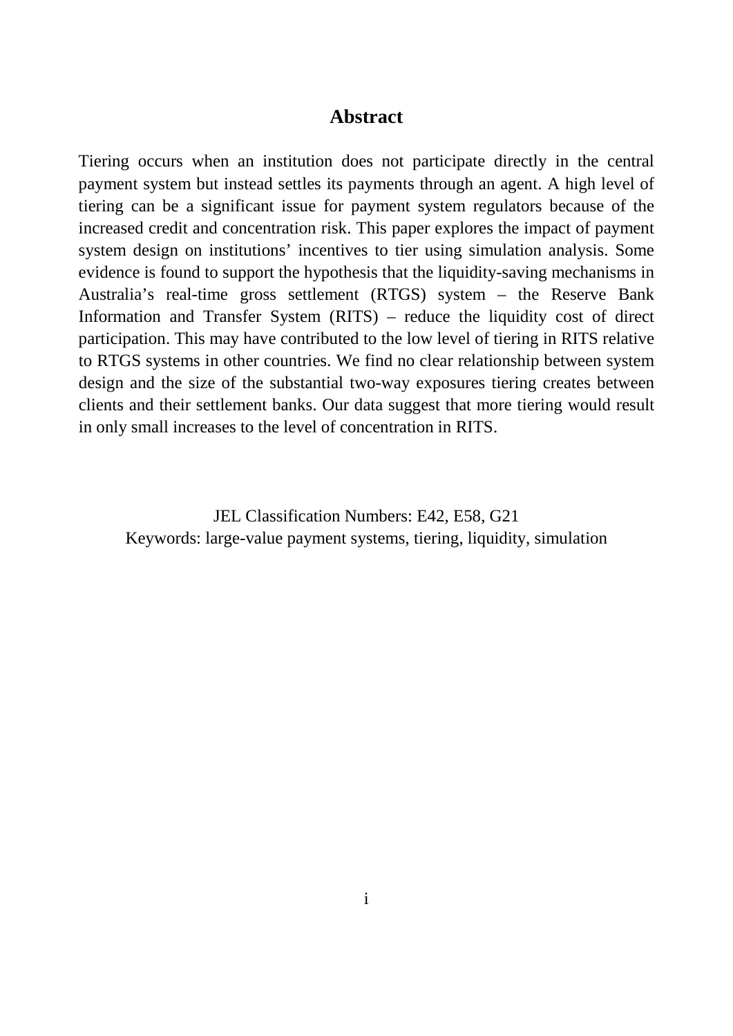## Abstract

Tiering occurs when an institution does not participate directly in the central payment system but instead settles its payments through an agent. A high level of tiering can be a significant issue for payment system regulators because of the increased credit and concentration risk. This paper explores the impact of payment system design on institutions' incentives to tier using simulation analysis. Some evidence is found to support the hypothesis that the liquidity-saving mechanisms in Australia's real-time gross settlement (RTGS) system – the Reserve Bank Information and Transfer System (RITS) – reduce the liquidity cost of direct participation. This may have contributed to the low level of tiering in RITS relative to RTGS systems in other countries. We find no clear relationship between system design and the size of the substantial two-way exposures tiering creates between clients and their settlement banks. Our data suggest that more tiering would result in only small increases to the level of concentration in RITS.

JEL Classification Numbers: E42, E58, G21
Keywords: large-value payment systems, tiering, liquidity, simulation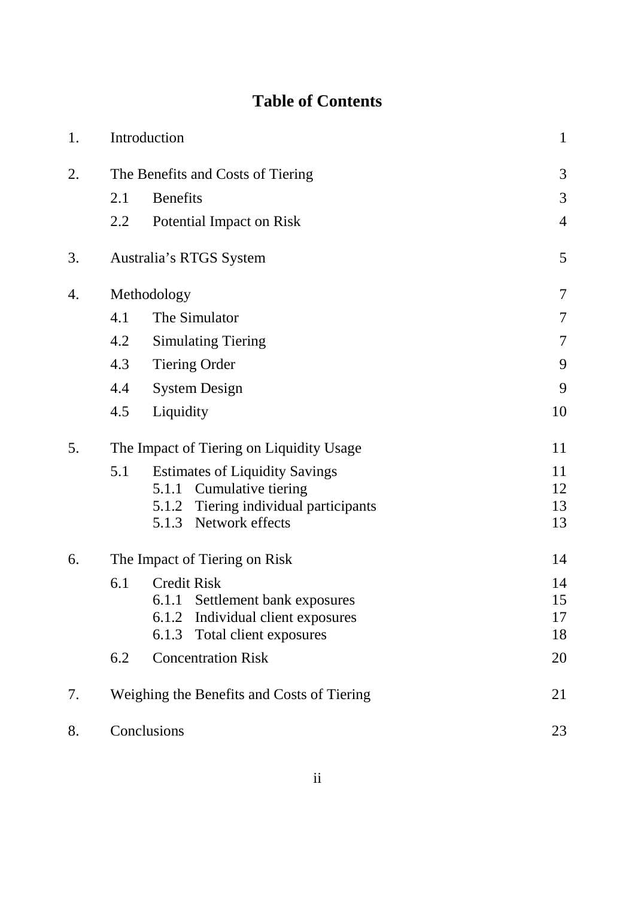# Table of Contents

| | | |
|---|---|---|
| 1. | Introduction | 1 |
| 2. | The Benefits and Costs of Tiering | 3 |
| | 2.1 Benefits | 3 |
| | 2.2 Potential Impact on Risk | 4 |
| 3. | Australia's RTGS System | 5 |
| 4. | Methodology | 7 |
| | 4.1 The Simulator | 7 |
| | 4.2 Simulating Tiering | 7 |
| | 4.3 Tiering Order | 9 |
| | 4.4 System Design | 9 |
| | 4.5 Liquidity | 10 |
| 5. | The Impact of Tiering on Liquidity Usage | 11 |
| | 5.1 Estimates of Liquidity Savings | 11 |
| | 5.1.1 Cumulative tiering | 12 |
| | 5.1.2 Tiering individual participants | 13 |
| | 5.1.3 Network effects | 13 |
| 6. | The Impact of Tiering on Risk | 14 |
| | 6.1 Credit Risk | 14 |
| | 6.1.1 Settlement bank exposures | 15 |
| | 6.1.2 Individual client exposures | 17 |
| | 6.1.3 Total client exposures | 18 |
| | 6.2 Concentration Risk | 20 |
| 7. | Weighing the Benefits and Costs of Tiering | 21 |
| 8. | Conclusions | 23 |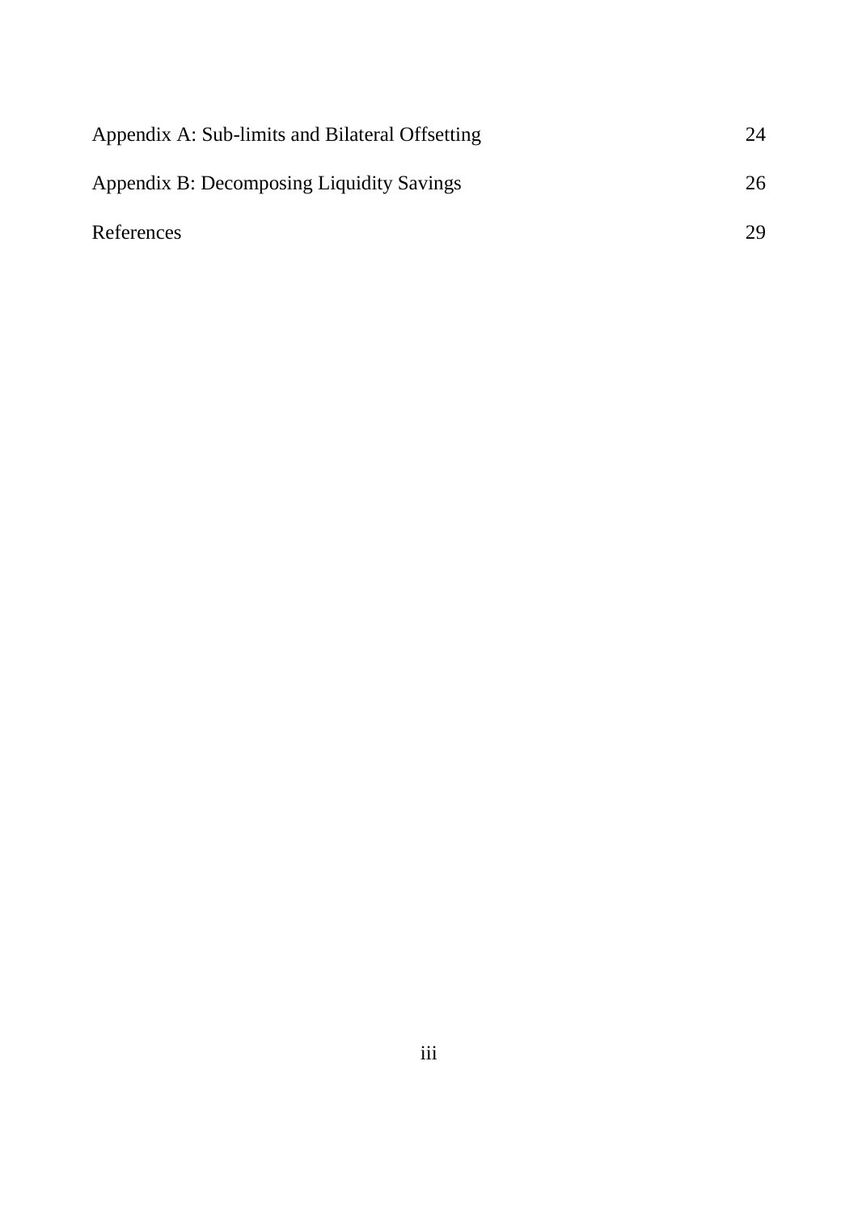| | |
|---|---|
| Appendix A: Sub-limits and Bilateral Offsetting | 24 |
| Appendix B: Decomposing Liquidity Savings | 26 |
| References | 29 |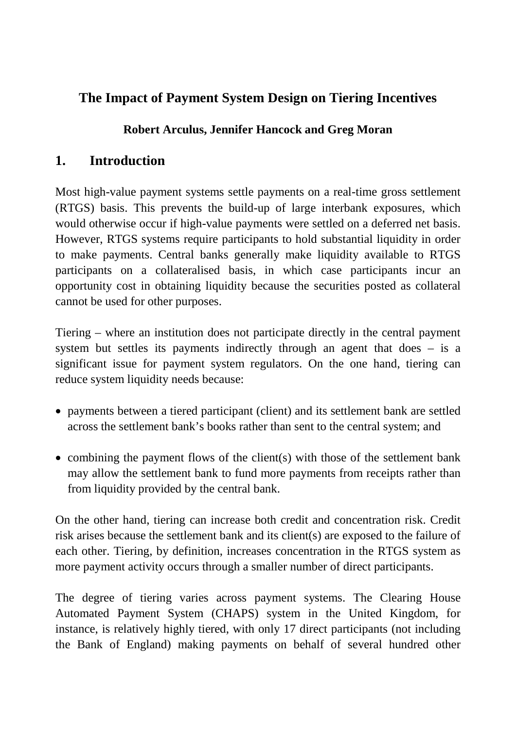# The Impact of Payment System Design on Tiering Incentives

**Robert Arculus, Jennifer Hancock and Greg Moran**

## 1. Introduction

Most high-value payment systems settle payments on a real-time gross settlement (RTGS) basis. This prevents the build-up of large interbank exposures, which would otherwise occur if high-value payments were settled on a deferred net basis. However, RTGS systems require participants to hold substantial liquidity in order to make payments. Central banks generally make liquidity available to RTGS participants on a collateralised basis, in which case participants incur an opportunity cost in obtaining liquidity because the securities posted as collateral cannot be used for other purposes.

Tiering – where an institution does not participate directly in the central payment system but settles its payments indirectly through an agent that does – is a significant issue for payment system regulators. On the one hand, tiering can reduce system liquidity needs because:

- payments between a tiered participant (client) and its settlement bank are settled across the settlement bank's books rather than sent to the central system; and

- combining the payment flows of the client(s) with those of the settlement bank may allow the settlement bank to fund more payments from receipts rather than from liquidity provided by the central bank.

On the other hand, tiering can increase both credit and concentration risk. Credit risk arises because the settlement bank and its client(s) are exposed to the failure of each other. Tiering, by definition, increases concentration in the RTGS system as more payment activity occurs through a smaller number of direct participants.

The degree of tiering varies across payment systems. The Clearing House Automated Payment System (CHAPS) system in the United Kingdom, for instance, is relatively highly tiered, with only 17 direct participants (not including the Bank of England) making payments on behalf of several hundred other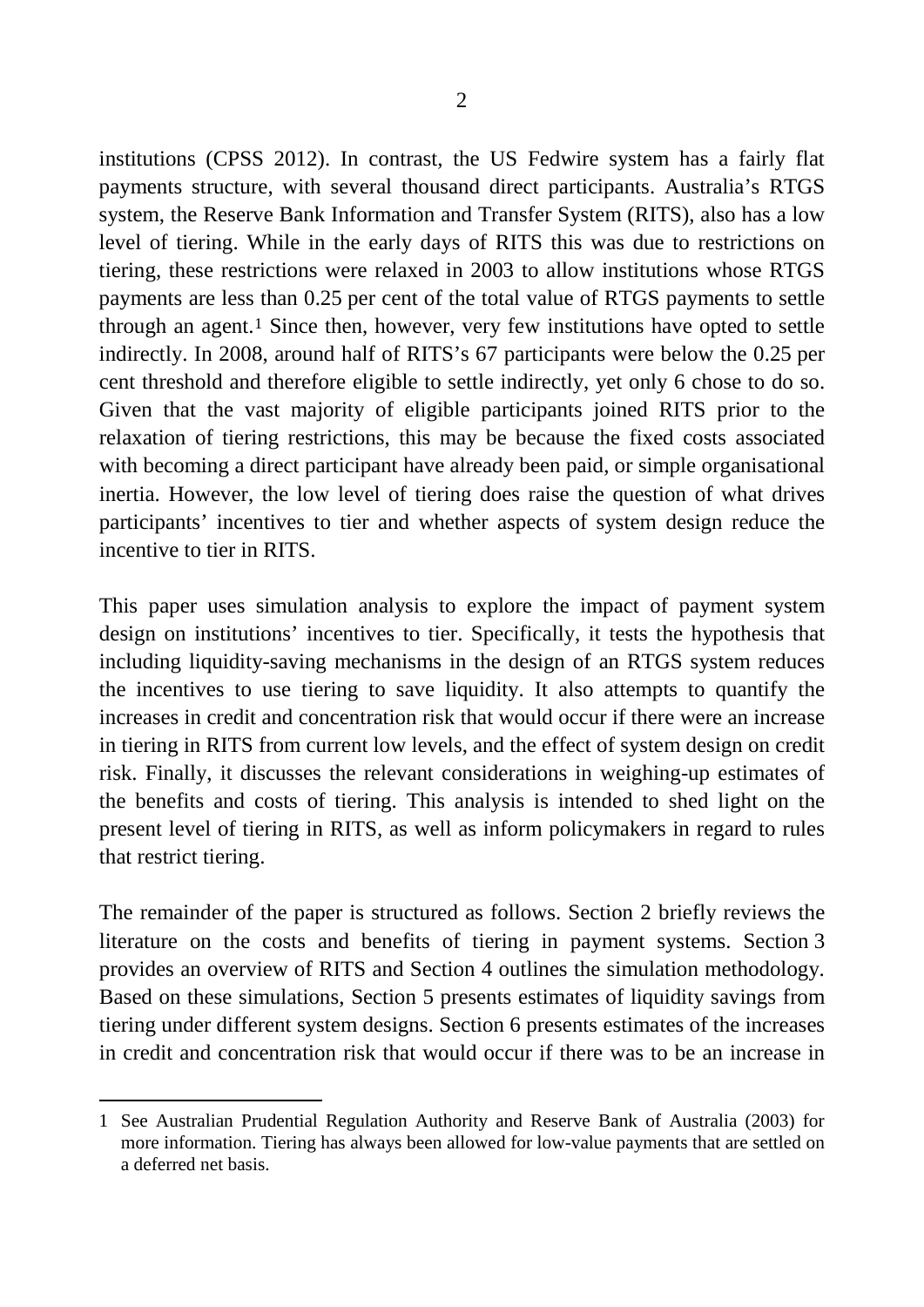institutions (CPSS 2012). In contrast, the US Fedwire system has a fairly flat payments structure, with several thousand direct participants. Australia's RTGS system, the Reserve Bank Information and Transfer System (RITS), also has a low level of tiering. While in the early days of RITS this was due to restrictions on tiering, these restrictions were relaxed in 2003 to allow institutions whose RTGS payments are less than 0.25 per cent of the total value of RTGS payments to settle through an agent.[1] Since then, however, very few institutions have opted to settle indirectly. In 2008, around half of RITS's 67 participants were below the 0.25 per cent threshold and therefore eligible to settle indirectly, yet only 6 chose to do so. Given that the vast majority of eligible participants joined RITS prior to the relaxation of tiering restrictions, this may be because the fixed costs associated with becoming a direct participant have already been paid, or simple organisational inertia. However, the low level of tiering does raise the question of what drives participants' incentives to tier and whether aspects of system design reduce the incentive to tier in RITS.

This paper uses simulation analysis to explore the impact of payment system design on institutions' incentives to tier. Specifically, it tests the hypothesis that including liquidity-saving mechanisms in the design of an RTGS system reduces the incentives to use tiering to save liquidity. It also attempts to quantify the increases in credit and concentration risk that would occur if there were an increase in tiering in RITS from current low levels, and the effect of system design on credit risk. Finally, it discusses the relevant considerations in weighing-up estimates of the benefits and costs of tiering. This analysis is intended to shed light on the present level of tiering in RITS, as well as inform policymakers in regard to rules that restrict tiering.

The remainder of the paper is structured as follows. Section 2 briefly reviews the literature on the costs and benefits of tiering in payment systems. Section 3 provides an overview of RITS and Section 4 outlines the simulation methodology. Based on these simulations, Section 5 presents estimates of liquidity savings from tiering under different system designs. Section 6 presents estimates of the increases in credit and concentration risk that would occur if there was to be an increase in

1 See Australian Prudential Regulation Authority and Reserve Bank of Australia (2003) for more information. Tiering has always been allowed for low-value payments that are settled on a deferred net basis.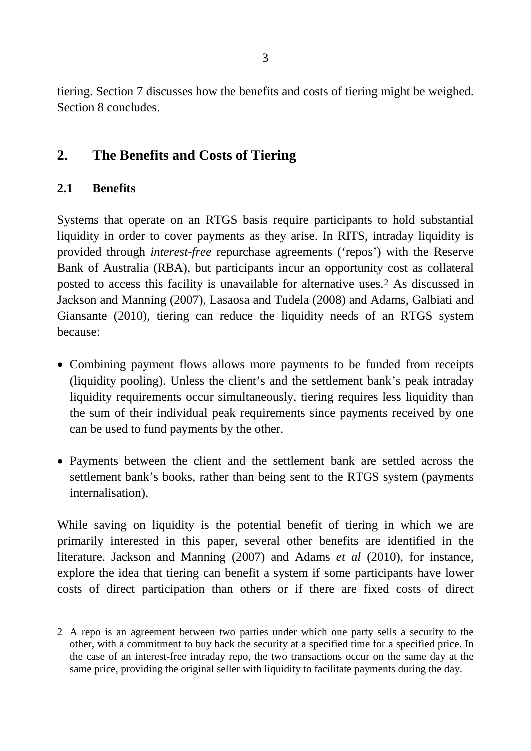tiering. Section 7 discusses how the benefits and costs of tiering might be weighed. Section 8 concludes.

## 2. The Benefits and Costs of Tiering

### 2.1 Benefits

Systems that operate on an RTGS basis require participants to hold substantial liquidity in order to cover payments as they arise. In RITS, intraday liquidity is provided through *interest-free* repurchase agreements ('repos') with the Reserve Bank of Australia (RBA), but participants incur an opportunity cost as collateral posted to access this facility is unavailable for alternative uses.[2] As discussed in Jackson and Manning (2007), Lasaosa and Tudela (2008) and Adams, Galbiati and Giansante (2010), tiering can reduce the liquidity needs of an RTGS system because:

- Combining payment flows allows more payments to be funded from receipts (liquidity pooling). Unless the client's and the settlement bank's peak intraday liquidity requirements occur simultaneously, tiering requires less liquidity than the sum of their individual peak requirements since payments received by one can be used to fund payments by the other.
- Payments between the client and the settlement bank are settled across the settlement bank's books, rather than being sent to the RTGS system (payments internalisation).

While saving on liquidity is the potential benefit of tiering in which we are primarily interested in this paper, several other benefits are identified in the literature. Jackson and Manning (2007) and Adams *et al* (2010), for instance, explore the idea that tiering can benefit a system if some participants have lower costs of direct participation than others or if there are fixed costs of direct

---

2 A repo is an agreement between two parties under which one party sells a security to the other, with a commitment to buy back the security at a specified time for a specified price. In the case of an interest-free intraday repo, the two transactions occur on the same day at the same price, providing the original seller with liquidity to facilitate payments during the day.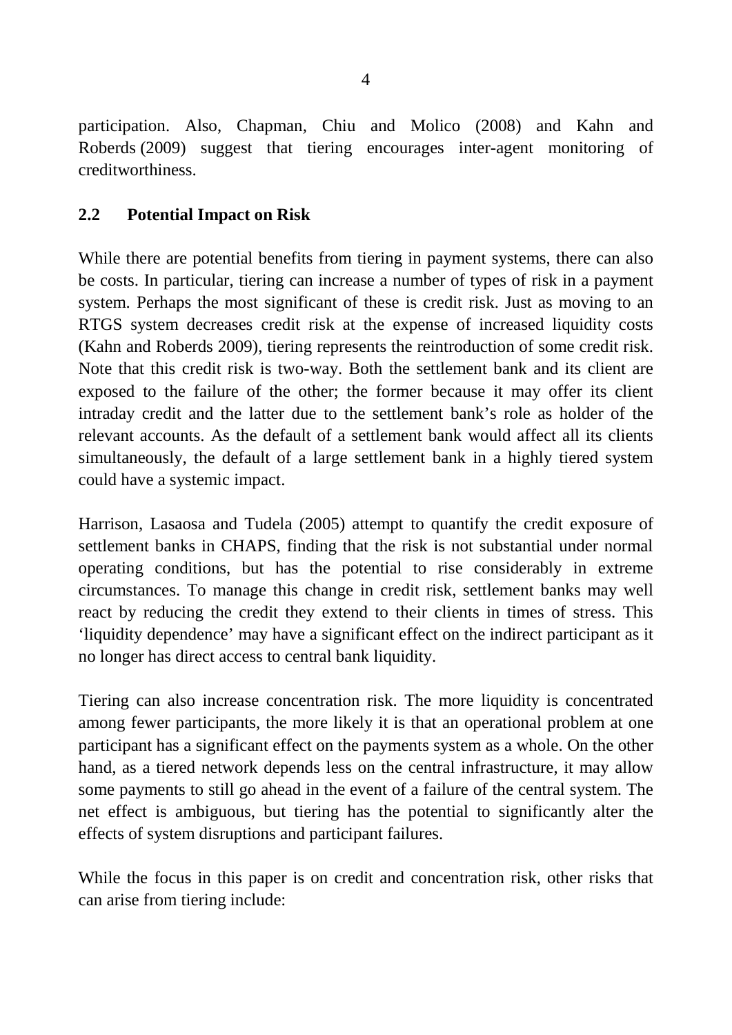participation. Also, Chapman, Chiu and Molico (2008) and Kahn and Roberds (2009) suggest that tiering encourages inter-agent monitoring of creditworthiness.

## 2.2 Potential Impact on Risk

While there are potential benefits from tiering in payment systems, there can also be costs. In particular, tiering can increase a number of types of risk in a payment system. Perhaps the most significant of these is credit risk. Just as moving to an RTGS system decreases credit risk at the expense of increased liquidity costs (Kahn and Roberds 2009), tiering represents the reintroduction of some credit risk. Note that this credit risk is two-way. Both the settlement bank and its client are exposed to the failure of the other; the former because it may offer its client intraday credit and the latter due to the settlement bank's role as holder of the relevant accounts. As the default of a settlement bank would affect all its clients simultaneously, the default of a large settlement bank in a highly tiered system could have a systemic impact.

Harrison, Lasaosa and Tudela (2005) attempt to quantify the credit exposure of settlement banks in CHAPS, finding that the risk is not substantial under normal operating conditions, but has the potential to rise considerably in extreme circumstances. To manage this change in credit risk, settlement banks may well react by reducing the credit they extend to their clients in times of stress. This 'liquidity dependence' may have a significant effect on the indirect participant as it no longer has direct access to central bank liquidity.

Tiering can also increase concentration risk. The more liquidity is concentrated among fewer participants, the more likely it is that an operational problem at one participant has a significant effect on the payments system as a whole. On the other hand, as a tiered network depends less on the central infrastructure, it may allow some payments to still go ahead in the event of a failure of the central system. The net effect is ambiguous, but tiering has the potential to significantly alter the effects of system disruptions and participant failures.

While the focus in this paper is on credit and concentration risk, other risks that can arise from tiering include: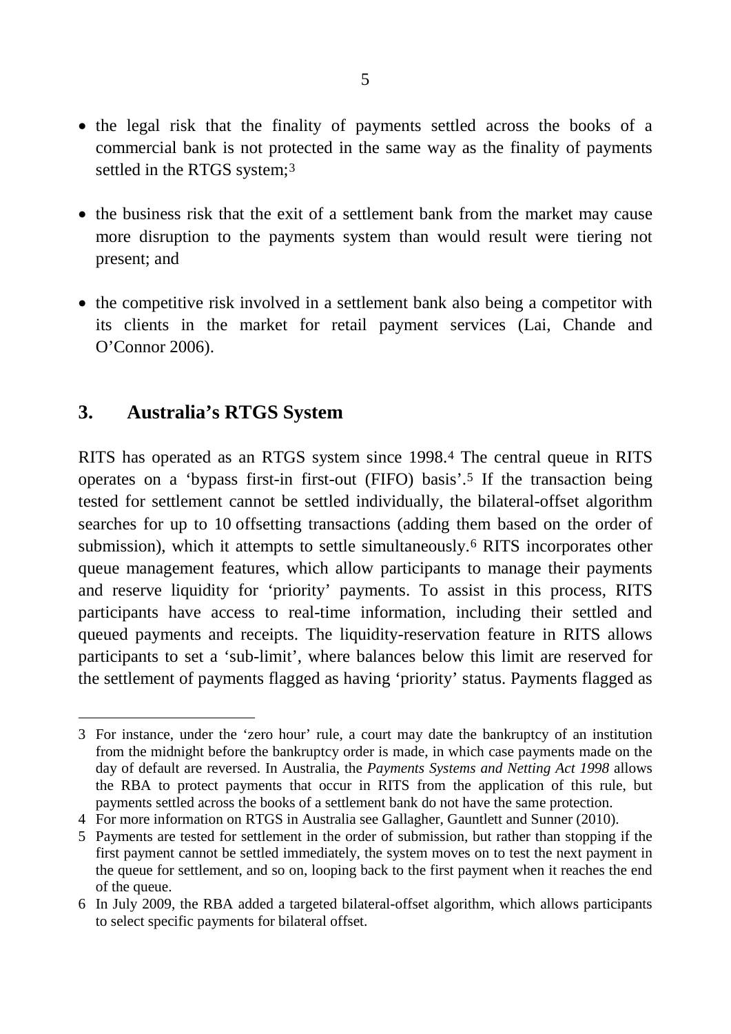- the legal risk that the finality of payments settled across the books of a commercial bank is not protected in the same way as the finality of payments settled in the RTGS system;[3]

- the business risk that the exit of a settlement bank from the market may cause more disruption to the payments system than would result were tiering not present; and

- the competitive risk involved in a settlement bank also being a competitor with its clients in the market for retail payment services (Lai, Chande and O'Connor 2006).

## 3. Australia's RTGS System

RITS has operated as an RTGS system since 1998.[4] The central queue in RITS operates on a 'bypass first-in first-out (FIFO) basis'.[5] If the transaction being tested for settlement cannot be settled individually, the bilateral-offset algorithm searches for up to 10 offsetting transactions (adding them based on the order of submission), which it attempts to settle simultaneously.[6] RITS incorporates other queue management features, which allow participants to manage their payments and reserve liquidity for 'priority' payments. To assist in this process, RITS participants have access to real-time information, including their settled and queued payments and receipts. The liquidity-reservation feature in RITS allows participants to set a 'sub-limit', where balances below this limit are reserved for the settlement of payments flagged as having 'priority' status. Payments flagged as

---

3 For instance, under the 'zero hour' rule, a court may date the bankruptcy of an institution from the midnight before the bankruptcy order is made, in which case payments made on the day of default are reversed. In Australia, the *Payments Systems and Netting Act 1998* allows the RBA to protect payments that occur in RITS from the application of this rule, but payments settled across the books of a settlement bank do not have the same protection.

4 For more information on RTGS in Australia see Gallagher, Gauntlett and Sunner (2010).

5 Payments are tested for settlement in the order of submission, but rather than stopping if the first payment cannot be settled immediately, the system moves on to test the next payment in the queue for settlement, and so on, looping back to the first payment when it reaches the end of the queue.

6 In July 2009, the RBA added a targeted bilateral-offset algorithm, which allows participants to select specific payments for bilateral offset.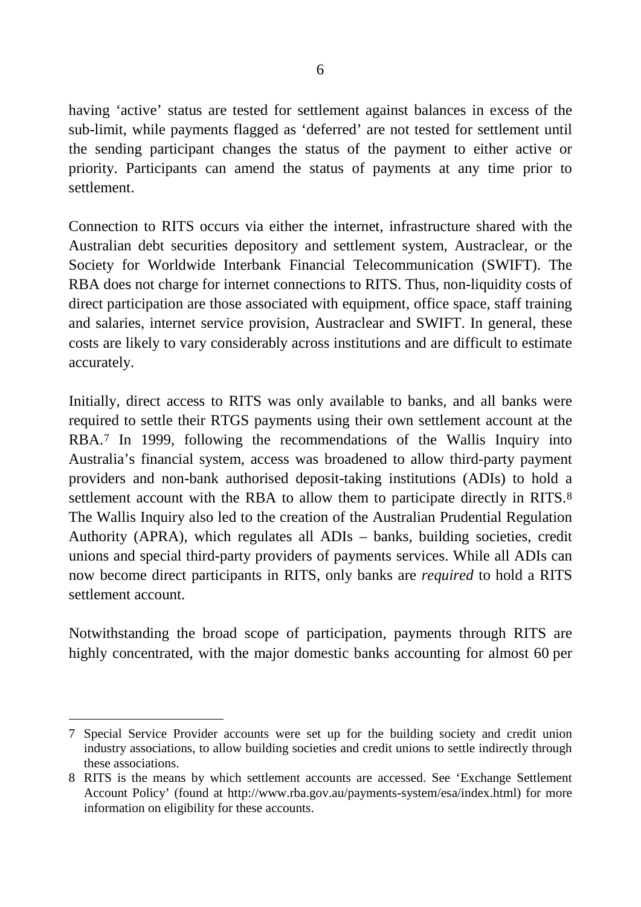having 'active' status are tested for settlement against balances in excess of the sub-limit, while payments flagged as 'deferred' are not tested for settlement until the sending participant changes the status of the payment to either active or priority. Participants can amend the status of payments at any time prior to settlement.

Connection to RITS occurs via either the internet, infrastructure shared with the Australian debt securities depository and settlement system, Austraclear, or the Society for Worldwide Interbank Financial Telecommunication (SWIFT). The RBA does not charge for internet connections to RITS. Thus, non-liquidity costs of direct participation are those associated with equipment, office space, staff training and salaries, internet service provision, Austraclear and SWIFT. In general, these costs are likely to vary considerably across institutions and are difficult to estimate accurately.

Initially, direct access to RITS was only available to banks, and all banks were required to settle their RTGS payments using their own settlement account at the RBA.[7] In 1999, following the recommendations of the Wallis Inquiry into Australia's financial system, access was broadened to allow third-party payment providers and non-bank authorised deposit-taking institutions (ADIs) to hold a settlement account with the RBA to allow them to participate directly in RITS.[8] The Wallis Inquiry also led to the creation of the Australian Prudential Regulation Authority (APRA), which regulates all ADIs – banks, building societies, credit unions and special third-party providers of payments services. While all ADIs can now become direct participants in RITS, only banks are *required* to hold a RITS settlement account.

Notwithstanding the broad scope of participation, payments through RITS are highly concentrated, with the major domestic banks accounting for almost 60 per

---

7 Special Service Provider accounts were set up for the building society and credit union industry associations, to allow building societies and credit unions to settle indirectly through these associations.

8 RITS is the means by which settlement accounts are accessed. See 'Exchange Settlement Account Policy' (found at http://www.rba.gov.au/payments-system/esa/index.html) for more information on eligibility for these accounts.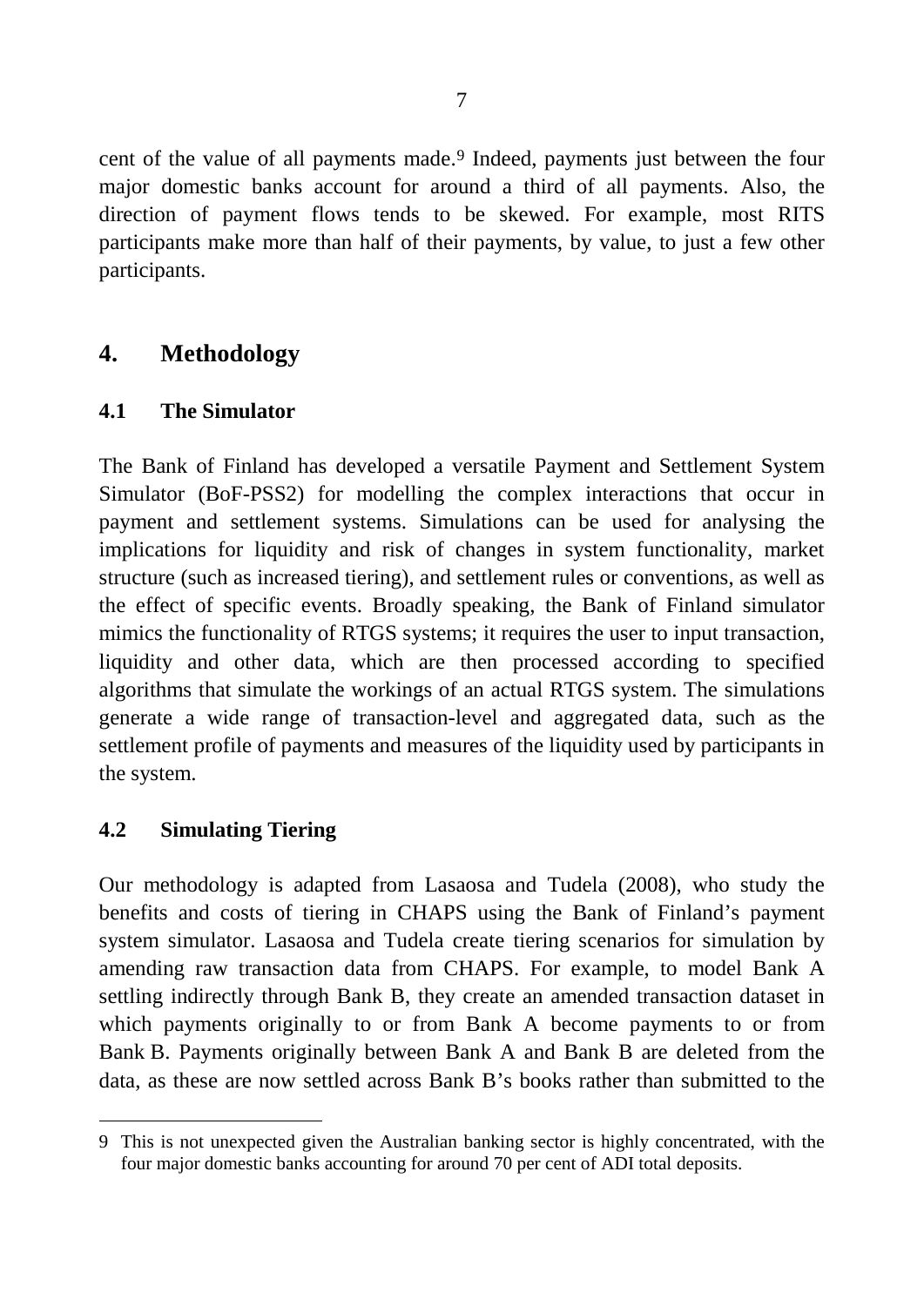cent of the value of all payments made.[9] Indeed, payments just between the four major domestic banks account for around a third of all payments. Also, the direction of payment flows tends to be skewed. For example, most RITS participants make more than half of their payments, by value, to just a few other participants.

## 4. Methodology

### 4.1 The Simulator

The Bank of Finland has developed a versatile Payment and Settlement System Simulator (BoF-PSS2) for modelling the complex interactions that occur in payment and settlement systems. Simulations can be used for analysing the implications for liquidity and risk of changes in system functionality, market structure (such as increased tiering), and settlement rules or conventions, as well as the effect of specific events. Broadly speaking, the Bank of Finland simulator mimics the functionality of RTGS systems; it requires the user to input transaction, liquidity and other data, which are then processed according to specified algorithms that simulate the workings of an actual RTGS system. The simulations generate a wide range of transaction-level and aggregated data, such as the settlement profile of payments and measures of the liquidity used by participants in the system.

### 4.2 Simulating Tiering

Our methodology is adapted from Lasaosa and Tudela (2008), who study the benefits and costs of tiering in CHAPS using the Bank of Finland's payment system simulator. Lasaosa and Tudela create tiering scenarios for simulation by amending raw transaction data from CHAPS. For example, to model Bank A settling indirectly through Bank B, they create an amended transaction dataset in which payments originally to or from Bank A become payments to or from Bank B. Payments originally between Bank A and Bank B are deleted from the data, as these are now settled across Bank B's books rather than submitted to the

---

9 This is not unexpected given the Australian banking sector is highly concentrated, with the four major domestic banks accounting for around 70 per cent of ADI total deposits.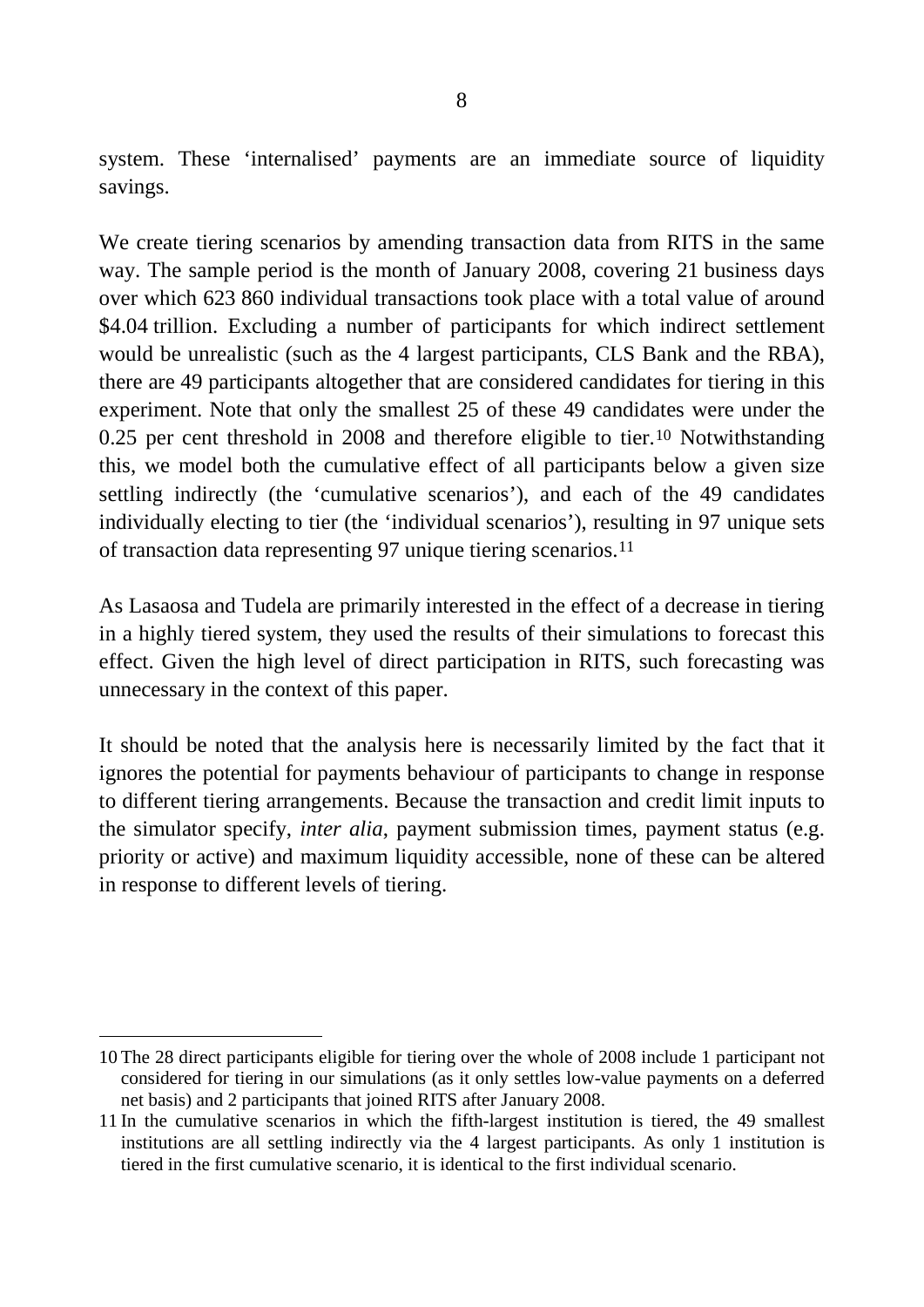system. These 'internalised' payments are an immediate source of liquidity savings.

We create tiering scenarios by amending transaction data from RITS in the same way. The sample period is the month of January 2008, covering 21 business days over which 623 860 individual transactions took place with a total value of around \$4.04 trillion. Excluding a number of participants for which indirect settlement would be unrealistic (such as the 4 largest participants, CLS Bank and the RBA), there are 49 participants altogether that are considered candidates for tiering in this experiment. Note that only the smallest 25 of these 49 candidates were under the 0.25 per cent threshold in 2008 and therefore eligible to tier.[10] Notwithstanding this, we model both the cumulative effect of all participants below a given size settling indirectly (the 'cumulative scenarios'), and each of the 49 candidates individually electing to tier (the 'individual scenarios'), resulting in 97 unique sets of transaction data representing 97 unique tiering scenarios.[11]

As Lasaosa and Tudela are primarily interested in the effect of a decrease in tiering in a highly tiered system, they used the results of their simulations to forecast this effect. Given the high level of direct participation in RITS, such forecasting was unnecessary in the context of this paper.

It should be noted that the analysis here is necessarily limited by the fact that it ignores the potential for payments behaviour of participants to change in response to different tiering arrangements. Because the transaction and credit limit inputs to the simulator specify, *inter alia*, payment submission times, payment status (e.g. priority or active) and maximum liquidity accessible, none of these can be altered in response to different levels of tiering.

---

10 The 28 direct participants eligible for tiering over the whole of 2008 include 1 participant not considered for tiering in our simulations (as it only settles low-value payments on a deferred net basis) and 2 participants that joined RITS after January 2008.

11 In the cumulative scenarios in which the fifth-largest institution is tiered, the 49 smallest institutions are all settling indirectly via the 4 largest participants. As only 1 institution is tiered in the first cumulative scenario, it is identical to the first individual scenario.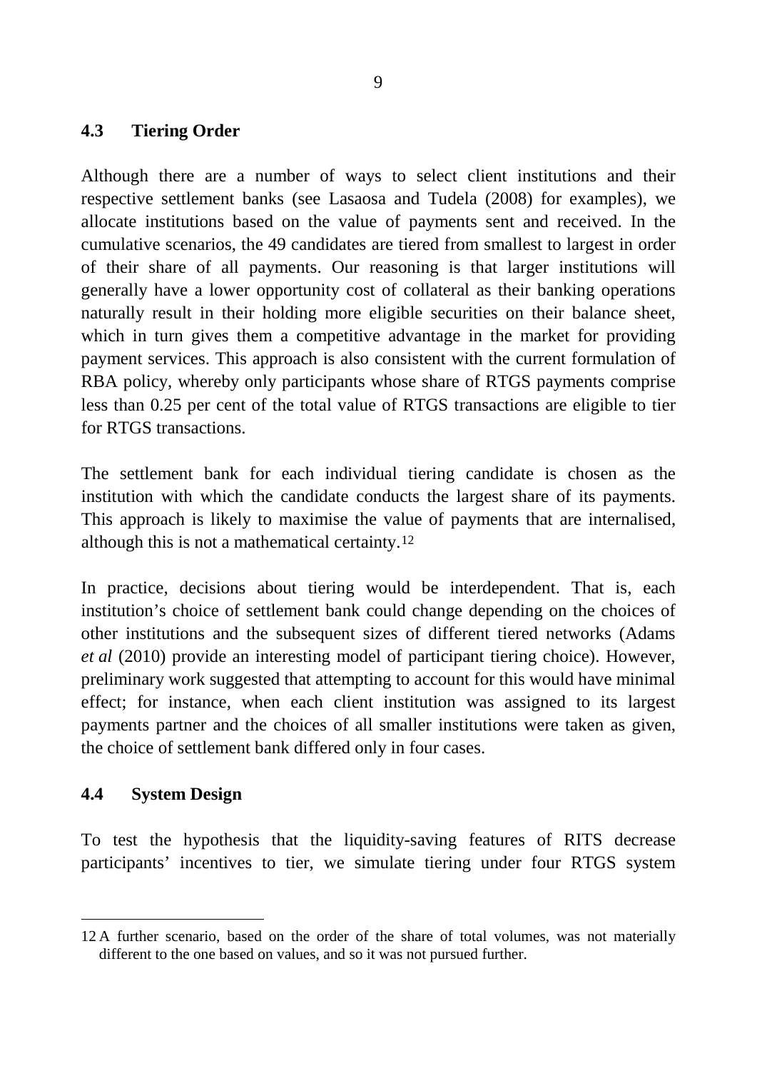### 4.3 Tiering Order

Although there are a number of ways to select client institutions and their respective settlement banks (see Lasaosa and Tudela (2008) for examples), we allocate institutions based on the value of payments sent and received. In the cumulative scenarios, the 49 candidates are tiered from smallest to largest in order of their share of all payments. Our reasoning is that larger institutions will generally have a lower opportunity cost of collateral as their banking operations naturally result in their holding more eligible securities on their balance sheet, which in turn gives them a competitive advantage in the market for providing payment services. This approach is also consistent with the current formulation of RBA policy, whereby only participants whose share of RTGS payments comprise less than 0.25 per cent of the total value of RTGS transactions are eligible to tier for RTGS transactions.

The settlement bank for each individual tiering candidate is chosen as the institution with which the candidate conducts the largest share of its payments. This approach is likely to maximise the value of payments that are internalised, although this is not a mathematical certainty.[12]

In practice, decisions about tiering would be interdependent. That is, each institution's choice of settlement bank could change depending on the choices of other institutions and the subsequent sizes of different tiered networks (Adams *et al* (2010) provide an interesting model of participant tiering choice). However, preliminary work suggested that attempting to account for this would have minimal effect; for instance, when each client institution was assigned to its largest payments partner and the choices of all smaller institutions were taken as given, the choice of settlement bank differed only in four cases.

### 4.4 System Design

To test the hypothesis that the liquidity-saving features of RITS decrease participants' incentives to tier, we simulate tiering under four RTGS system

---

12 A further scenario, based on the order of the share of total volumes, was not materially different to the one based on values, and so it was not pursued further.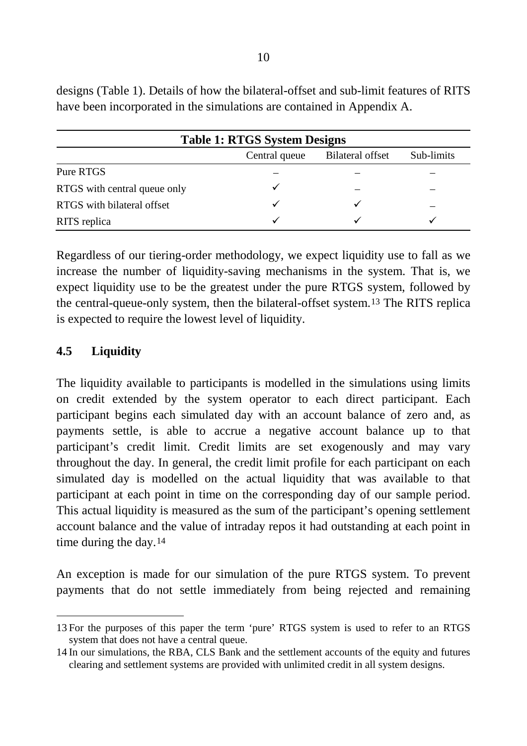designs (Table 1). Details of how the bilateral-offset and sub-limit features of RITS have been incorporated in the simulations are contained in Appendix A.

**Table 1: RTGS System Designs**

| | Central queue | Bilateral offset | Sub-limits |
|---|---|---|---|
| Pure RTGS | – | – | – |
| RTGS with central queue only | ✓ | – | – |
| RTGS with bilateral offset | ✓ | ✓ | – |
| RITS replica | ✓ | ✓ | ✓ |

Regardless of our tiering-order methodology, we expect liquidity use to fall as we increase the number of liquidity-saving mechanisms in the system. That is, we expect liquidity use to be the greatest under the pure RTGS system, followed by the central-queue-only system, then the bilateral-offset system.[13] The RITS replica is expected to require the lowest level of liquidity.

### 4.5 Liquidity

The liquidity available to participants is modelled in the simulations using limits on credit extended by the system operator to each direct participant. Each participant begins each simulated day with an account balance of zero and, as payments settle, is able to accrue a negative account balance up to that participant's credit limit. Credit limits are set exogenously and may vary throughout the day. In general, the credit limit profile for each participant on each simulated day is modelled on the actual liquidity that was available to that participant at each point in time on the corresponding day of our sample period. This actual liquidity is measured as the sum of the participant's opening settlement account balance and the value of intraday repos it had outstanding at each point in time during the day.[14]

An exception is made for our simulation of the pure RTGS system. To prevent payments that do not settle immediately from being rejected and remaining

---

[13] For the purposes of this paper the term 'pure' RTGS system is used to refer to an RTGS system that does not have a central queue.

[14] In our simulations, the RBA, CLS Bank and the settlement accounts of the equity and futures clearing and settlement systems are provided with unlimited credit in all system designs.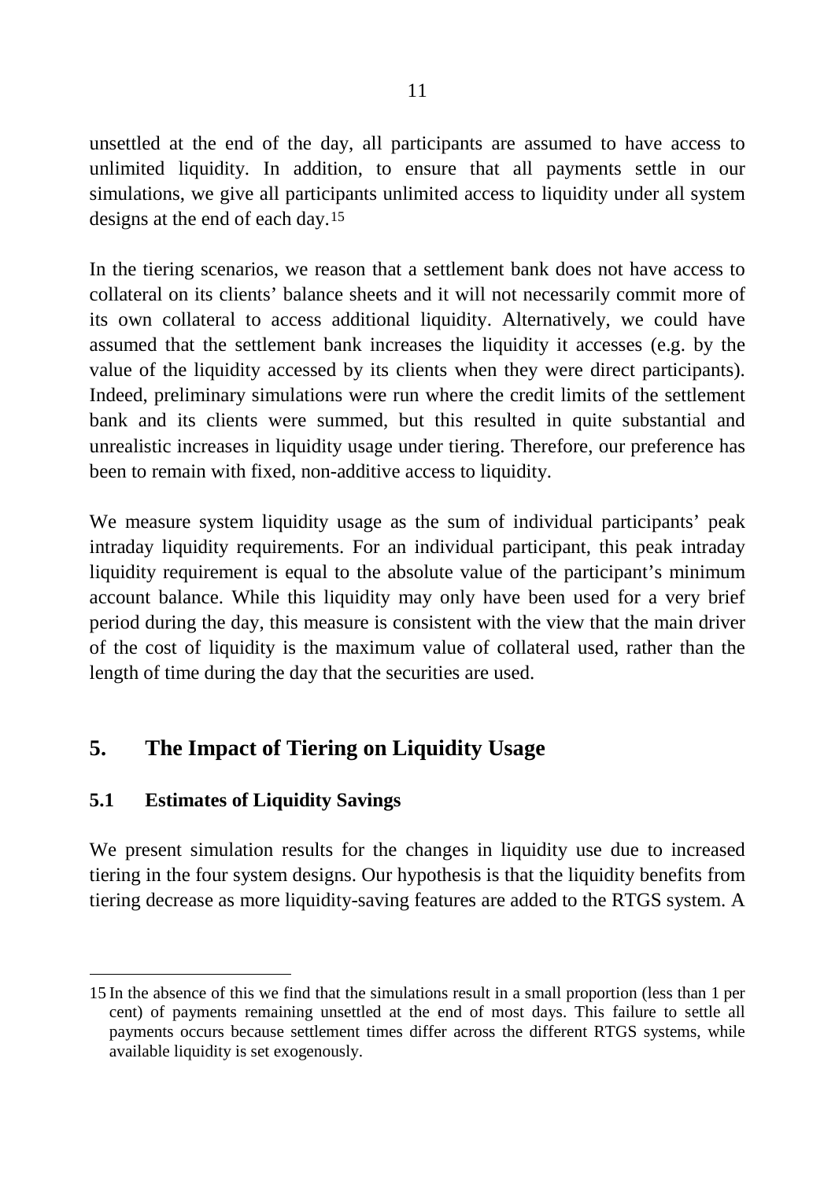unsettled at the end of the day, all participants are assumed to have access to unlimited liquidity. In addition, to ensure that all payments settle in our simulations, we give all participants unlimited access to liquidity under all system designs at the end of each day.[15]

In the tiering scenarios, we reason that a settlement bank does not have access to collateral on its clients' balance sheets and it will not necessarily commit more of its own collateral to access additional liquidity. Alternatively, we could have assumed that the settlement bank increases the liquidity it accesses (e.g. by the value of the liquidity accessed by its clients when they were direct participants). Indeed, preliminary simulations were run where the credit limits of the settlement bank and its clients were summed, but this resulted in quite substantial and unrealistic increases in liquidity usage under tiering. Therefore, our preference has been to remain with fixed, non-additive access to liquidity.

We measure system liquidity usage as the sum of individual participants' peak intraday liquidity requirements. For an individual participant, this peak intraday liquidity requirement is equal to the absolute value of the participant's minimum account balance. While this liquidity may only have been used for a very brief period during the day, this measure is consistent with the view that the main driver of the cost of liquidity is the maximum value of collateral used, rather than the length of time during the day that the securities are used.

## 5. The Impact of Tiering on Liquidity Usage

### 5.1 Estimates of Liquidity Savings

We present simulation results for the changes in liquidity use due to increased tiering in the four system designs. Our hypothesis is that the liquidity benefits from tiering decrease as more liquidity-saving features are added to the RTGS system. A

---

15 In the absence of this we find that the simulations result in a small proportion (less than 1 per cent) of payments remaining unsettled at the end of most days. This failure to settle all payments occurs because settlement times differ across the different RTGS systems, while available liquidity is set exogenously.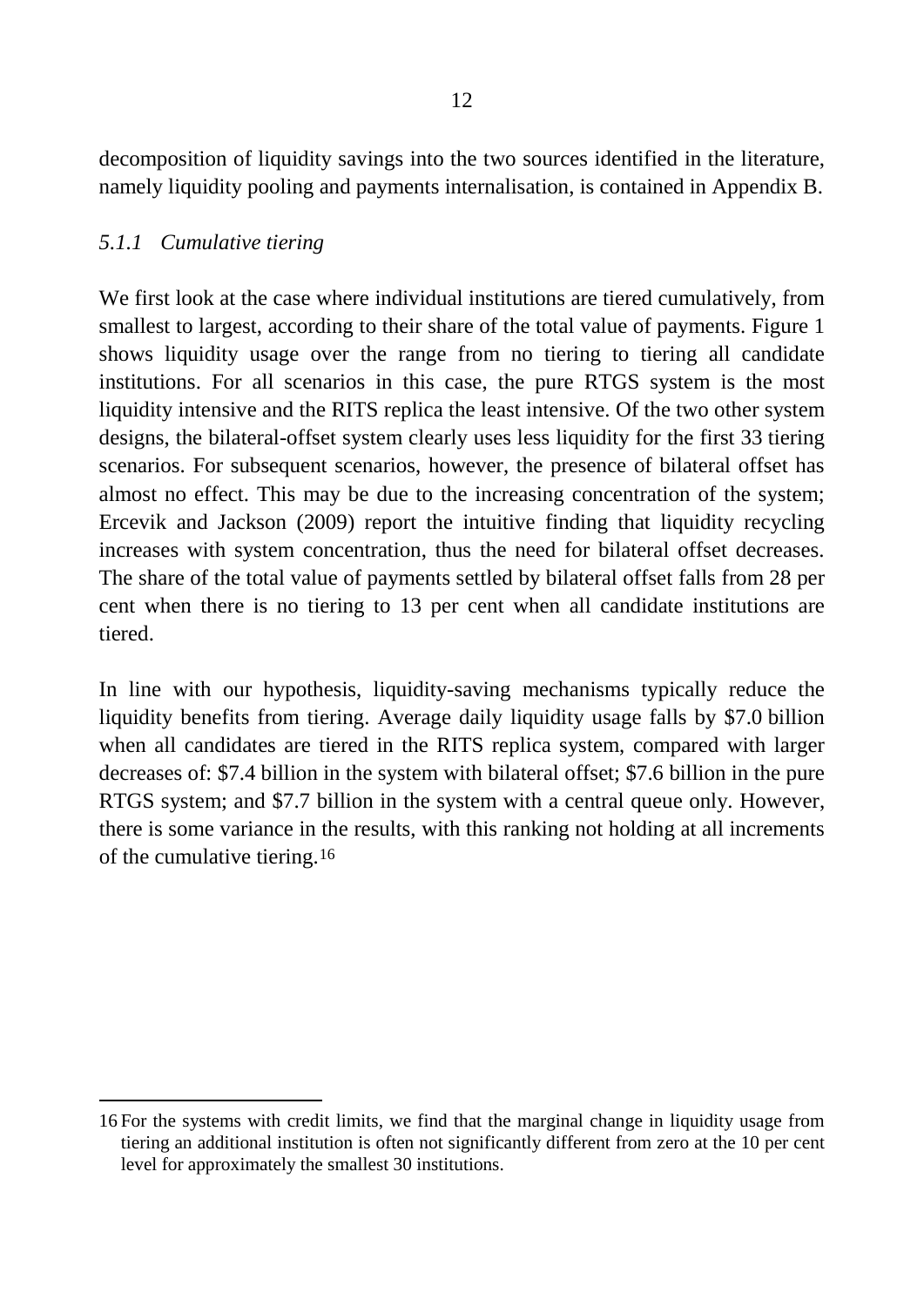decomposition of liquidity savings into the two sources identified in the literature, namely liquidity pooling and payments internalisation, is contained in Appendix B.

### *5.1.1 Cumulative tiering*

We first look at the case where individual institutions are tiered cumulatively, from smallest to largest, according to their share of the total value of payments. Figure 1 shows liquidity usage over the range from no tiering to tiering all candidate institutions. For all scenarios in this case, the pure RTGS system is the most liquidity intensive and the RITS replica the least intensive. Of the two other system designs, the bilateral-offset system clearly uses less liquidity for the first 33 tiering scenarios. For subsequent scenarios, however, the presence of bilateral offset has almost no effect. This may be due to the increasing concentration of the system; Ercevik and Jackson (2009) report the intuitive finding that liquidity recycling increases with system concentration, thus the need for bilateral offset decreases. The share of the total value of payments settled by bilateral offset falls from 28 per cent when there is no tiering to 13 per cent when all candidate institutions are tiered.

In line with our hypothesis, liquidity-saving mechanisms typically reduce the liquidity benefits from tiering. Average daily liquidity usage falls by $7.0 billion when all candidates are tiered in the RITS replica system, compared with larger decreases of: $7.4 billion in the system with bilateral offset; $7.6 billion in the pure RTGS system; and $7.7 billion in the system with a central queue only. However, there is some variance in the results, with this ranking not holding at all increments of the cumulative tiering.[16]

[16] For the systems with credit limits, we find that the marginal change in liquidity usage from tiering an additional institution is often not significantly different from zero at the 10 per cent level for approximately the smallest 30 institutions.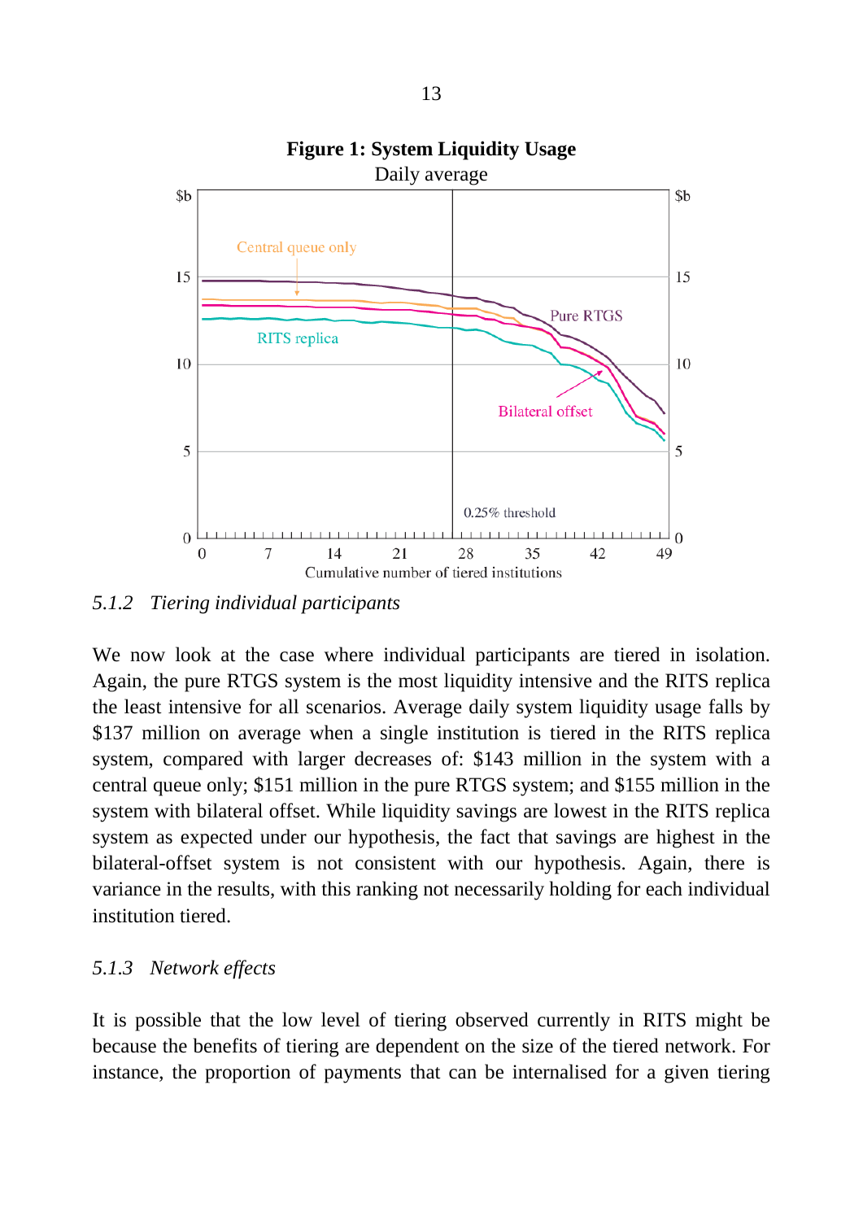**Figure 1: System Liquidity Usage**

Daily average

### 5.1.2 *Tiering individual participants*

We now look at the case where individual participants are tiered in isolation. Again, the pure RTGS system is the most liquidity intensive and the RITS replica the least intensive for all scenarios. Average daily system liquidity usage falls by \$137 million on average when a single institution is tiered in the RITS replica system, compared with larger decreases of: \$143 million in the system with a central queue only; \$151 million in the pure RTGS system; and \$155 million in the system with bilateral offset. While liquidity savings are lowest in the RITS replica system as expected under our hypothesis, the fact that savings are highest in the bilateral-offset system is not consistent with our hypothesis. Again, there is variance in the results, with this ranking not necessarily holding for each individual institution tiered.

### 5.1.3 *Network effects*

It is possible that the low level of tiering observed currently in RITS might be because the benefits of tiering are dependent on the size of the tiered network. For instance, the proportion of payments that can be internalised for a given tiering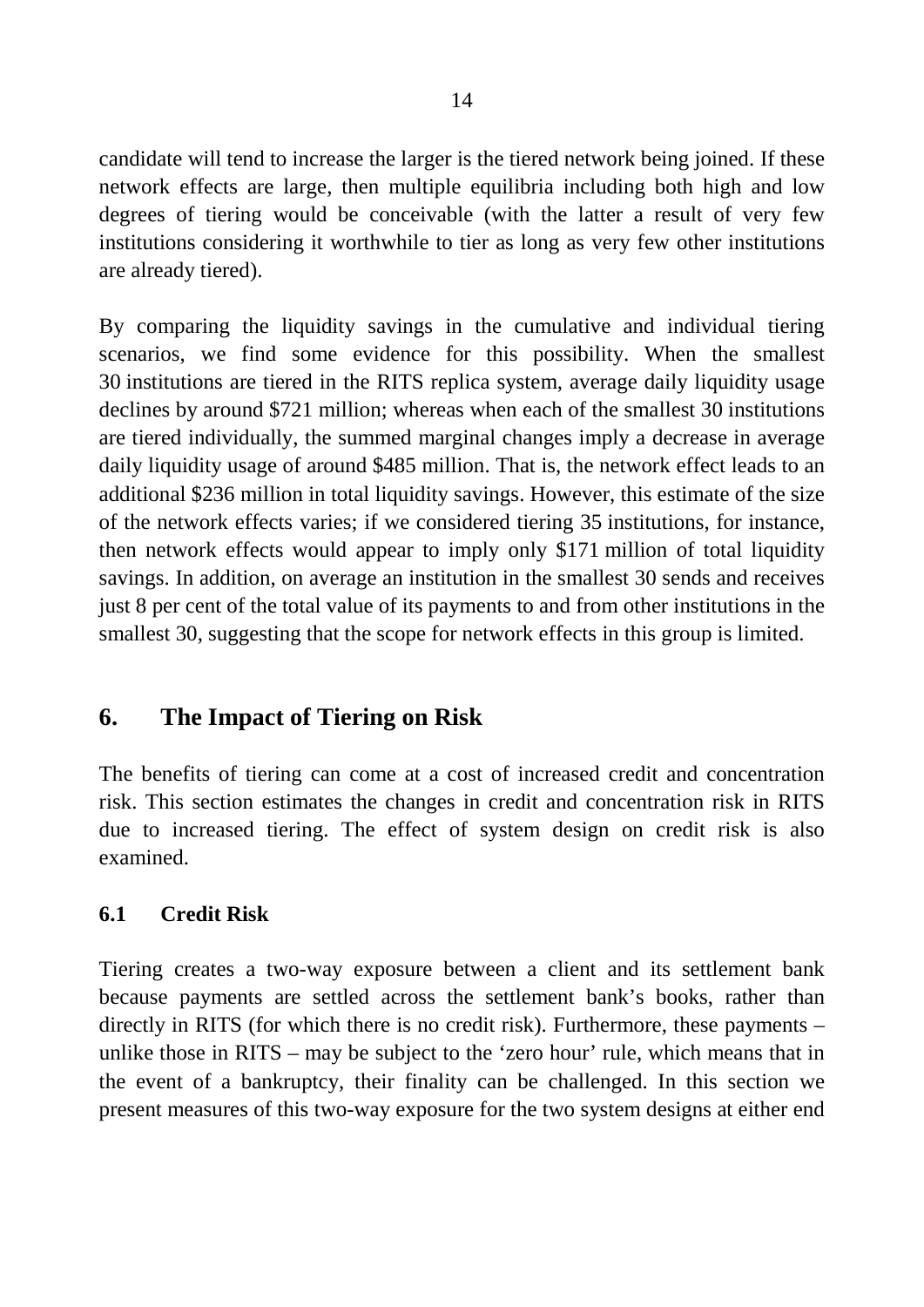candidate will tend to increase the larger is the tiered network being joined. If these network effects are large, then multiple equilibria including both high and low degrees of tiering would be conceivable (with the latter a result of very few institutions considering it worthwhile to tier as long as very few other institutions are already tiered).

By comparing the liquidity savings in the cumulative and individual tiering scenarios, we find some evidence for this possibility. When the smallest 30 institutions are tiered in the RITS replica system, average daily liquidity usage declines by around $721 million; whereas when each of the smallest 30 institutions are tiered individually, the summed marginal changes imply a decrease in average daily liquidity usage of around $485 million. That is, the network effect leads to an additional $236 million in total liquidity savings. However, this estimate of the size of the network effects varies; if we considered tiering 35 institutions, for instance, then network effects would appear to imply only $171 million of total liquidity savings. In addition, on average an institution in the smallest 30 sends and receives just 8 per cent of the total value of its payments to and from other institutions in the smallest 30, suggesting that the scope for network effects in this group is limited.

## 6. The Impact of Tiering on Risk

The benefits of tiering can come at a cost of increased credit and concentration risk. This section estimates the changes in credit and concentration risk in RITS due to increased tiering. The effect of system design on credit risk is also examined.

### 6.1 Credit Risk

Tiering creates a two-way exposure between a client and its settlement bank because payments are settled across the settlement bank's books, rather than directly in RITS (for which there is no credit risk). Furthermore, these payments – unlike those in RITS – may be subject to the 'zero hour' rule, which means that in the event of a bankruptcy, their finality can be challenged. In this section we present measures of this two-way exposure for the two system designs at either end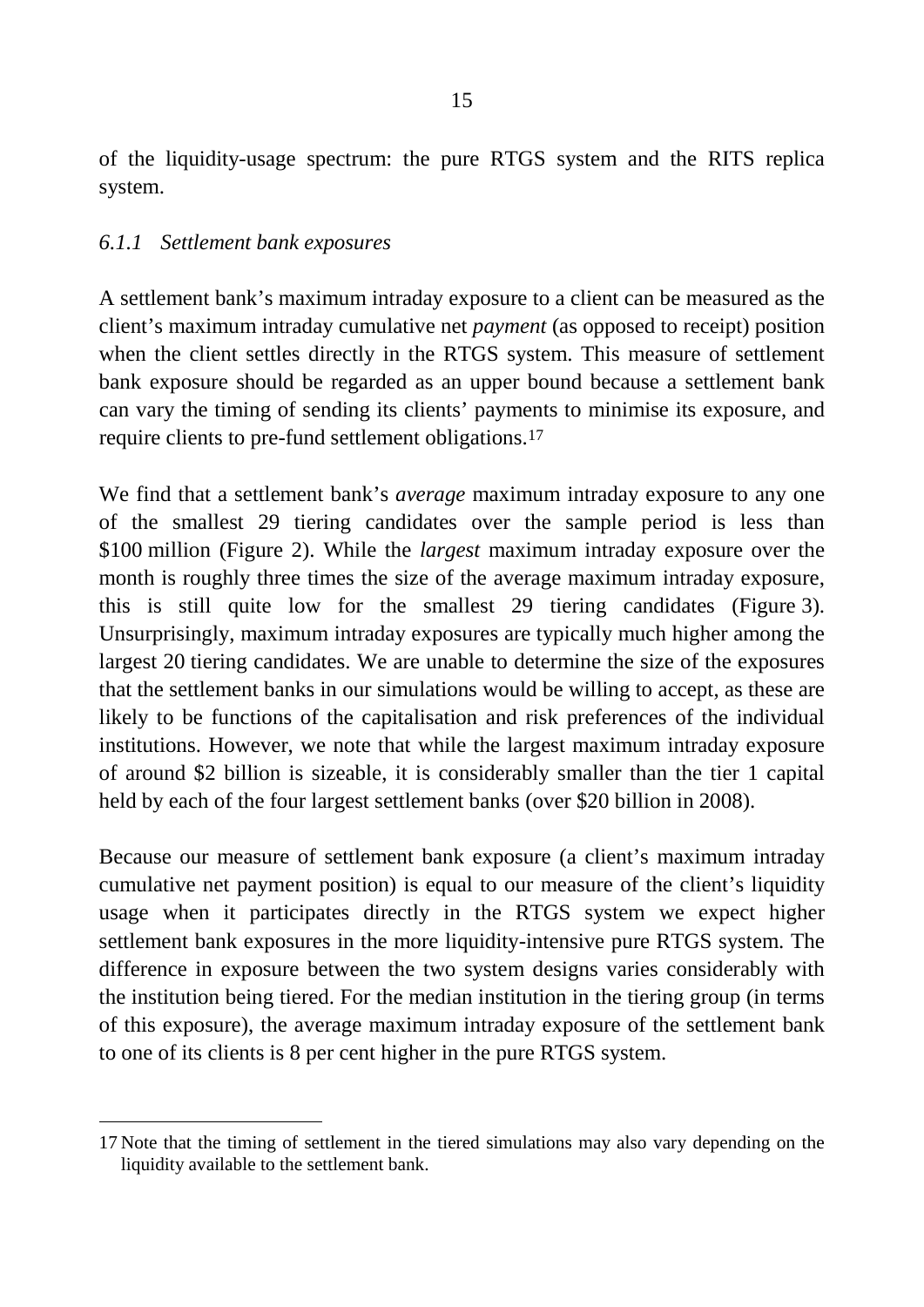of the liquidity-usage spectrum: the pure RTGS system and the RITS replica system.

### *6.1.1 Settlement bank exposures*

A settlement bank's maximum intraday exposure to a client can be measured as the client's maximum intraday cumulative net *payment* (as opposed to receipt) position when the client settles directly in the RTGS system. This measure of settlement bank exposure should be regarded as an upper bound because a settlement bank can vary the timing of sending its clients' payments to minimise its exposure, and require clients to pre-fund settlement obligations.[17]

We find that a settlement bank's *average* maximum intraday exposure to any one of the smallest 29 tiering candidates over the sample period is less than $100 million (Figure 2). While the *largest* maximum intraday exposure over the month is roughly three times the size of the average maximum intraday exposure, this is still quite low for the smallest 29 tiering candidates (Figure 3). Unsurprisingly, maximum intraday exposures are typically much higher among the largest 20 tiering candidates. We are unable to determine the size of the exposures that the settlement banks in our simulations would be willing to accept, as these are likely to be functions of the capitalisation and risk preferences of the individual institutions. However, we note that while the largest maximum intraday exposure of around $2 billion is sizeable, it is considerably smaller than the tier 1 capital held by each of the four largest settlement banks (over $20 billion in 2008).

Because our measure of settlement bank exposure (a client's maximum intraday cumulative net payment position) is equal to our measure of the client's liquidity usage when it participates directly in the RTGS system we expect higher settlement bank exposures in the more liquidity-intensive pure RTGS system. The difference in exposure between the two system designs varies considerably with the institution being tiered. For the median institution in the tiering group (in terms of this exposure), the average maximum intraday exposure of the settlement bank to one of its clients is 8 per cent higher in the pure RTGS system.

---

17 Note that the timing of settlement in the tiered simulations may also vary depending on the liquidity available to the settlement bank.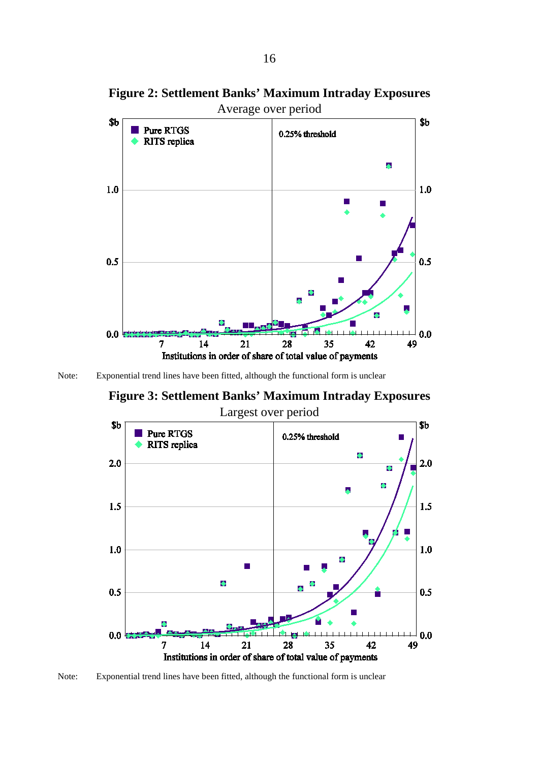**Figure 2: Settlement Banks' Maximum Intraday Exposures**

Average over period

Note: Exponential trend lines have been fitted, although the functional form is unclear

**Figure 3: Settlement Banks' Maximum Intraday Exposures**

Largest over period

Note: Exponential trend lines have been fitted, although the functional form is unclear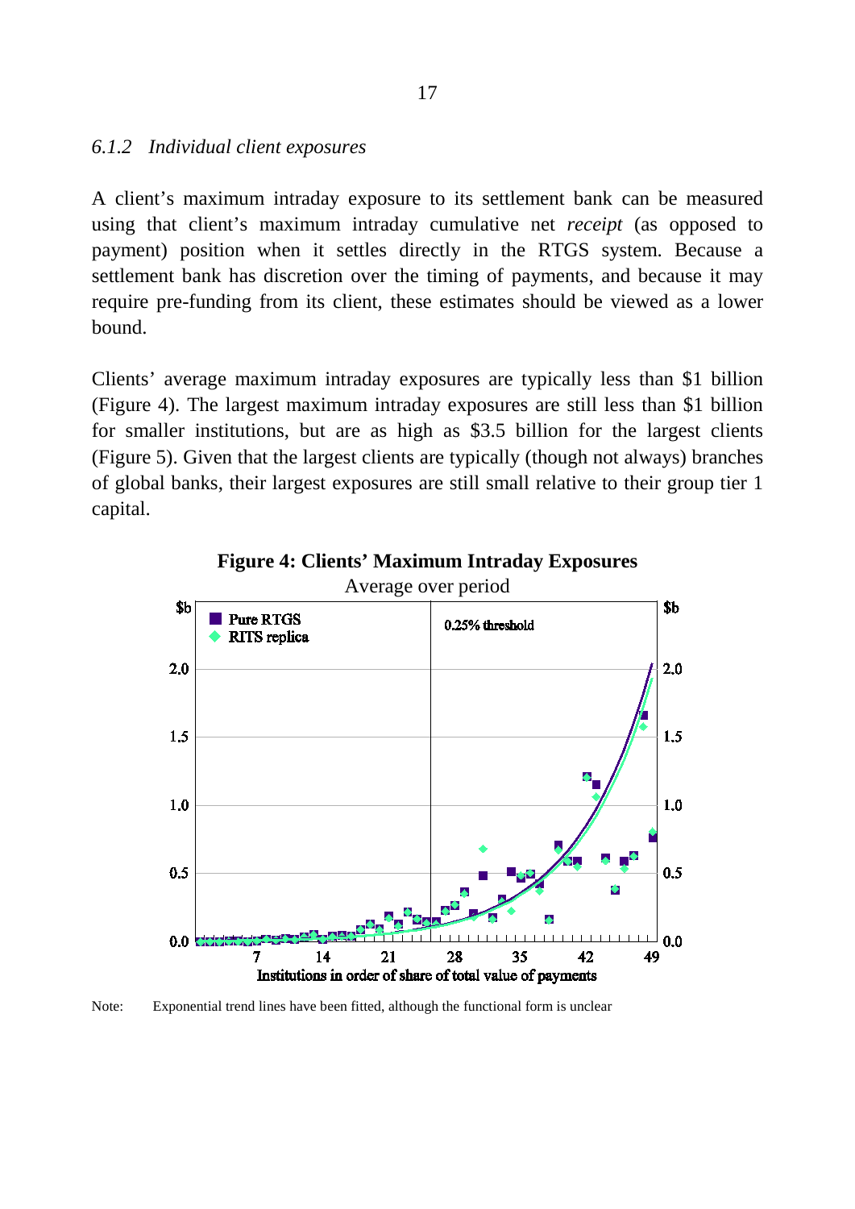### 6.1.2 Individual client exposures

A client's maximum intraday exposure to its settlement bank can be measured using that client's maximum intraday cumulative net *receipt* (as opposed to payment) position when it settles directly in the RTGS system. Because a settlement bank has discretion over the timing of payments, and because it may require pre-funding from its client, these estimates should be viewed as a lower bound.

Clients' average maximum intraday exposures are typically less than $1 billion (Figure 4). The largest maximum intraday exposures are still less than $1 billion for smaller institutions, but are as high as $3.5 billion for the largest clients (Figure 5). Given that the largest clients are typically (though not always) branches of global banks, their largest exposures are still small relative to their group tier 1 capital.

**Figure 4: Clients' Maximum Intraday Exposures**

Average over period

Note: Exponential trend lines have been fitted, although the functional form is unclear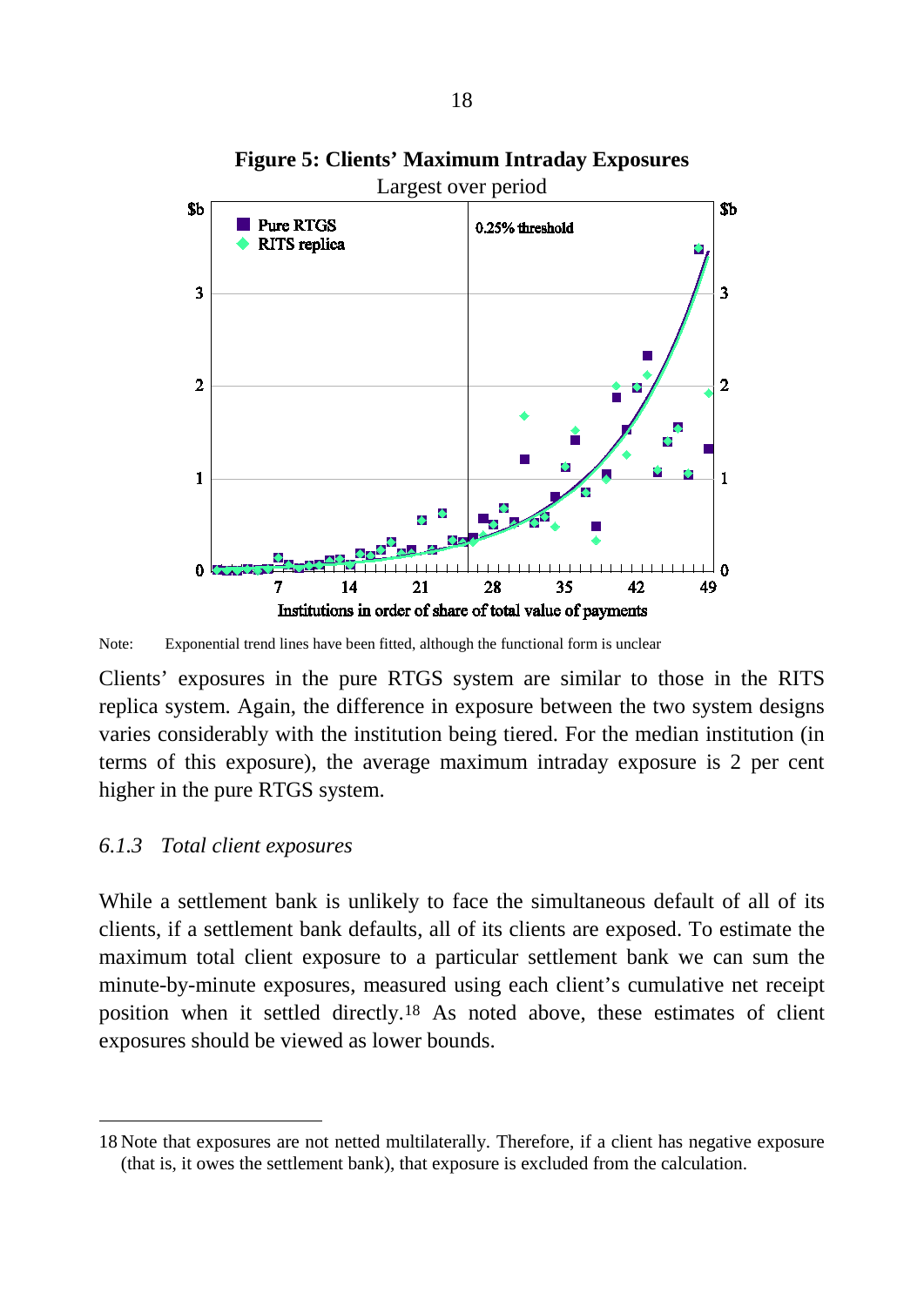**Figure 5: Clients' Maximum Intraday Exposures**

Largest over period

Note: Exponential trend lines have been fitted, although the functional form is unclear

Clients' exposures in the pure RTGS system are similar to those in the RITS replica system. Again, the difference in exposure between the two system designs varies considerably with the institution being tiered. For the median institution (in terms of this exposure), the average maximum intraday exposure is 2 per cent higher in the pure RTGS system.

### *6.1.3 Total client exposures*

While a settlement bank is unlikely to face the simultaneous default of all of its clients, if a settlement bank defaults, all of its clients are exposed. To estimate the maximum total client exposure to a particular settlement bank we can sum the minute-by-minute exposures, measured using each client's cumulative net receipt position when it settled directly.[18] As noted above, these estimates of client exposures should be viewed as lower bounds.

---

18 Note that exposures are not netted multilaterally. Therefore, if a client has negative exposure (that is, it owes the settlement bank), that exposure is excluded from the calculation.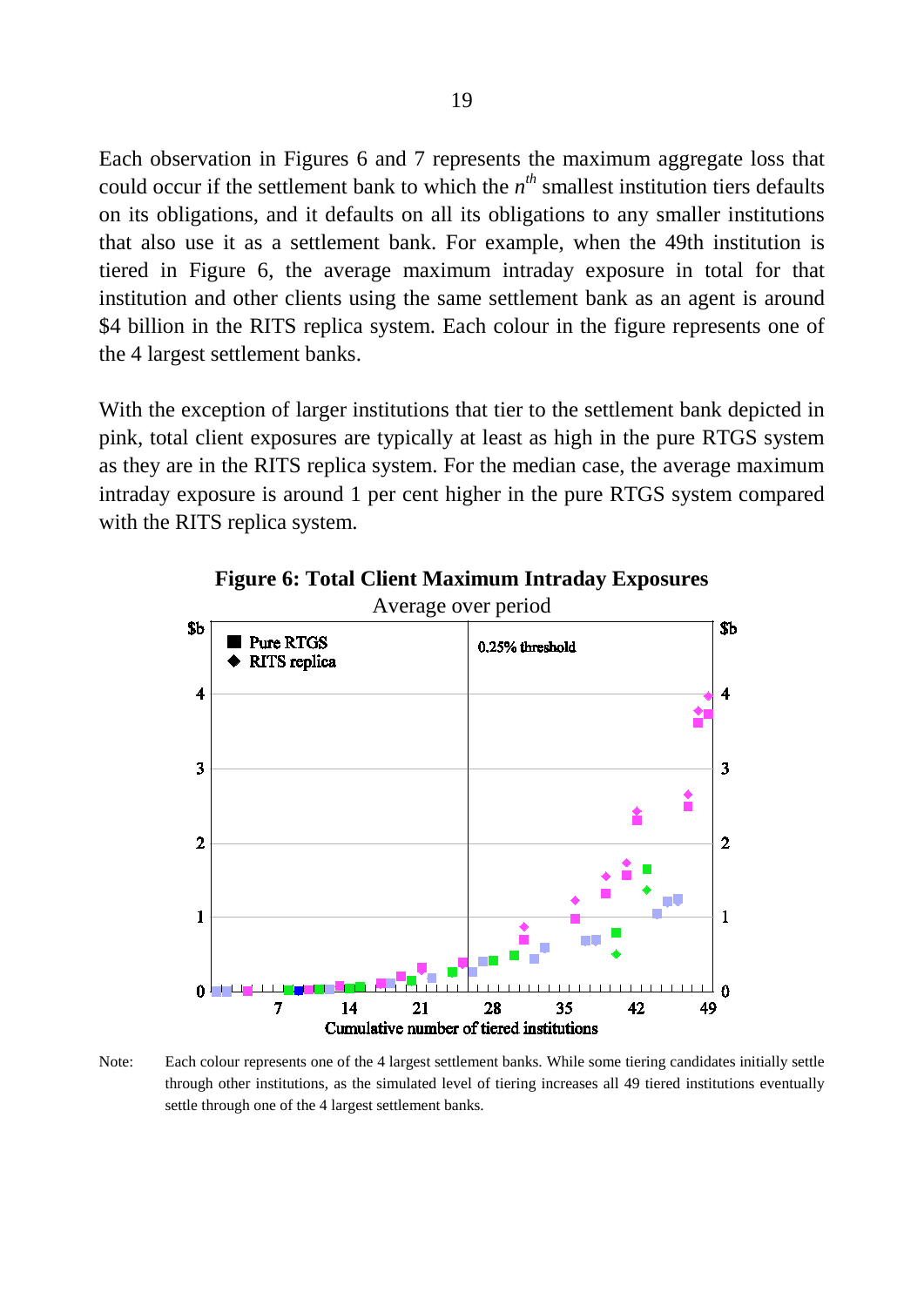Each observation in Figures 6 and 7 represents the maximum aggregate loss that could occur if the settlement bank to which the $n^{th}$ smallest institution tiers defaults on its obligations, and it defaults on all its obligations to any smaller institutions that also use it as a settlement bank. For example, when the 49th institution is tiered in Figure 6, the average maximum intraday exposure in total for that institution and other clients using the same settlement bank as an agent is around $4 billion in the RITS replica system. Each colour in the figure represents one of the 4 largest settlement banks.

With the exception of larger institutions that tier to the settlement bank depicted in pink, total client exposures are typically at least as high in the pure RTGS system as they are in the RITS replica system. For the median case, the average maximum intraday exposure is around 1 per cent higher in the pure RTGS system compared with the RITS replica system.

**Figure 6: Total Client Maximum Intraday Exposures**

Average over period

Note: Each colour represents one of the 4 largest settlement banks. While some tiering candidates initially settle through other institutions, as the simulated level of tiering increases all 49 tiered institutions eventually settle through one of the 4 largest settlement banks.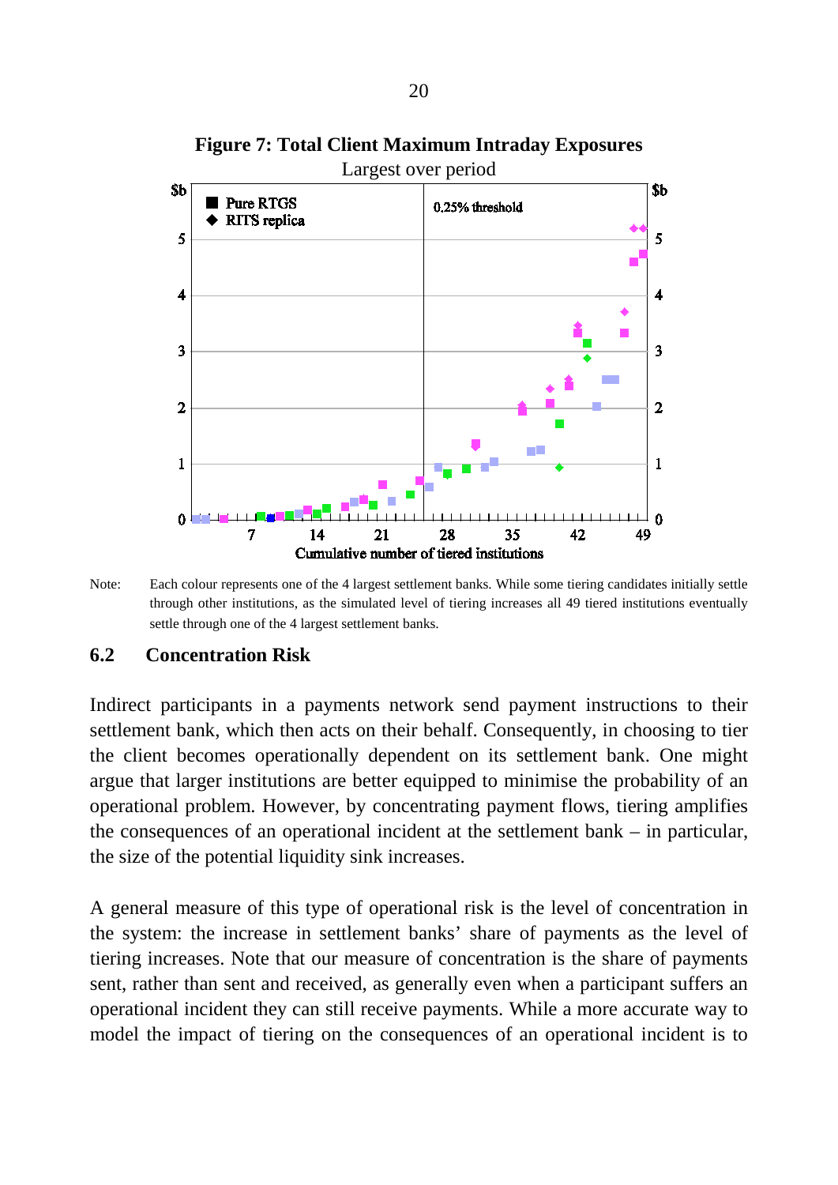**Figure 7: Total Client Maximum Intraday Exposures**

Largest over period

Note: Each colour represents one of the 4 largest settlement banks. While some tiering candidates initially settle through other institutions, as the simulated level of tiering increases all 49 tiered institutions eventually settle through one of the 4 largest settlement banks.

### 6.2 Concentration Risk

Indirect participants in a payments network send payment instructions to their settlement bank, which then acts on their behalf. Consequently, in choosing to tier the client becomes operationally dependent on its settlement bank. One might argue that larger institutions are better equipped to minimise the probability of an operational problem. However, by concentrating payment flows, tiering amplifies the consequences of an operational incident at the settlement bank – in particular, the size of the potential liquidity sink increases.

A general measure of this type of operational risk is the level of concentration in the system: the increase in settlement banks' share of payments as the level of tiering increases. Note that our measure of concentration is the share of payments sent, rather than sent and received, as generally even when a participant suffers an operational incident they can still receive payments. While a more accurate way to model the impact of tiering on the consequences of an operational incident is to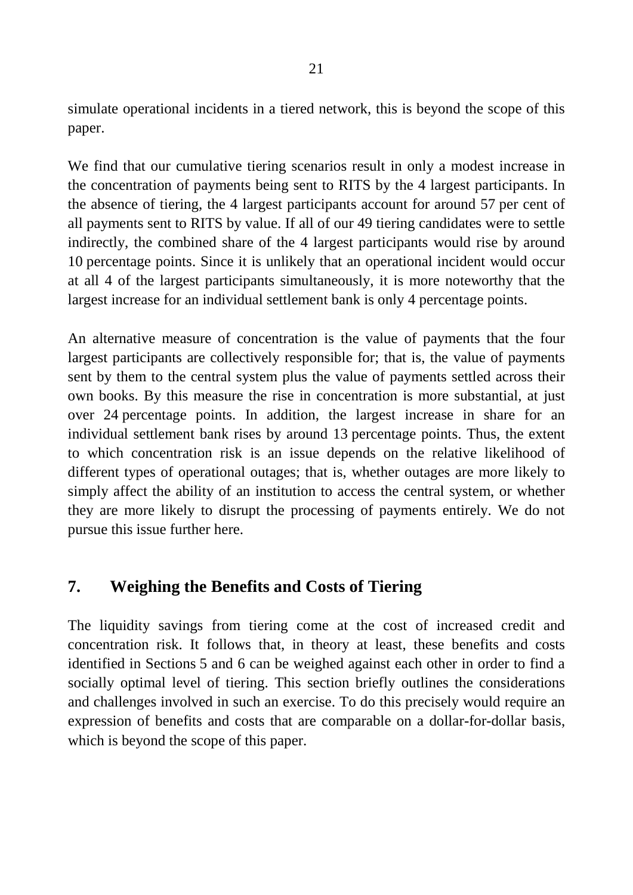simulate operational incidents in a tiered network, this is beyond the scope of this paper.

We find that our cumulative tiering scenarios result in only a modest increase in the concentration of payments being sent to RITS by the 4 largest participants. In the absence of tiering, the 4 largest participants account for around 57 per cent of all payments sent to RITS by value. If all of our 49 tiering candidates were to settle indirectly, the combined share of the 4 largest participants would rise by around 10 percentage points. Since it is unlikely that an operational incident would occur at all 4 of the largest participants simultaneously, it is more noteworthy that the largest increase for an individual settlement bank is only 4 percentage points.

An alternative measure of concentration is the value of payments that the four largest participants are collectively responsible for; that is, the value of payments sent by them to the central system plus the value of payments settled across their own books. By this measure the rise in concentration is more substantial, at just over 24 percentage points. In addition, the largest increase in share for an individual settlement bank rises by around 13 percentage points. Thus, the extent to which concentration risk is an issue depends on the relative likelihood of different types of operational outages; that is, whether outages are more likely to simply affect the ability of an institution to access the central system, or whether they are more likely to disrupt the processing of payments entirely. We do not pursue this issue further here.

## 7. Weighing the Benefits and Costs of Tiering

The liquidity savings from tiering come at the cost of increased credit and concentration risk. It follows that, in theory at least, these benefits and costs identified in Sections 5 and 6 can be weighed against each other in order to find a socially optimal level of tiering. This section briefly outlines the considerations and challenges involved in such an exercise. To do this precisely would require an expression of benefits and costs that are comparable on a dollar-for-dollar basis, which is beyond the scope of this paper.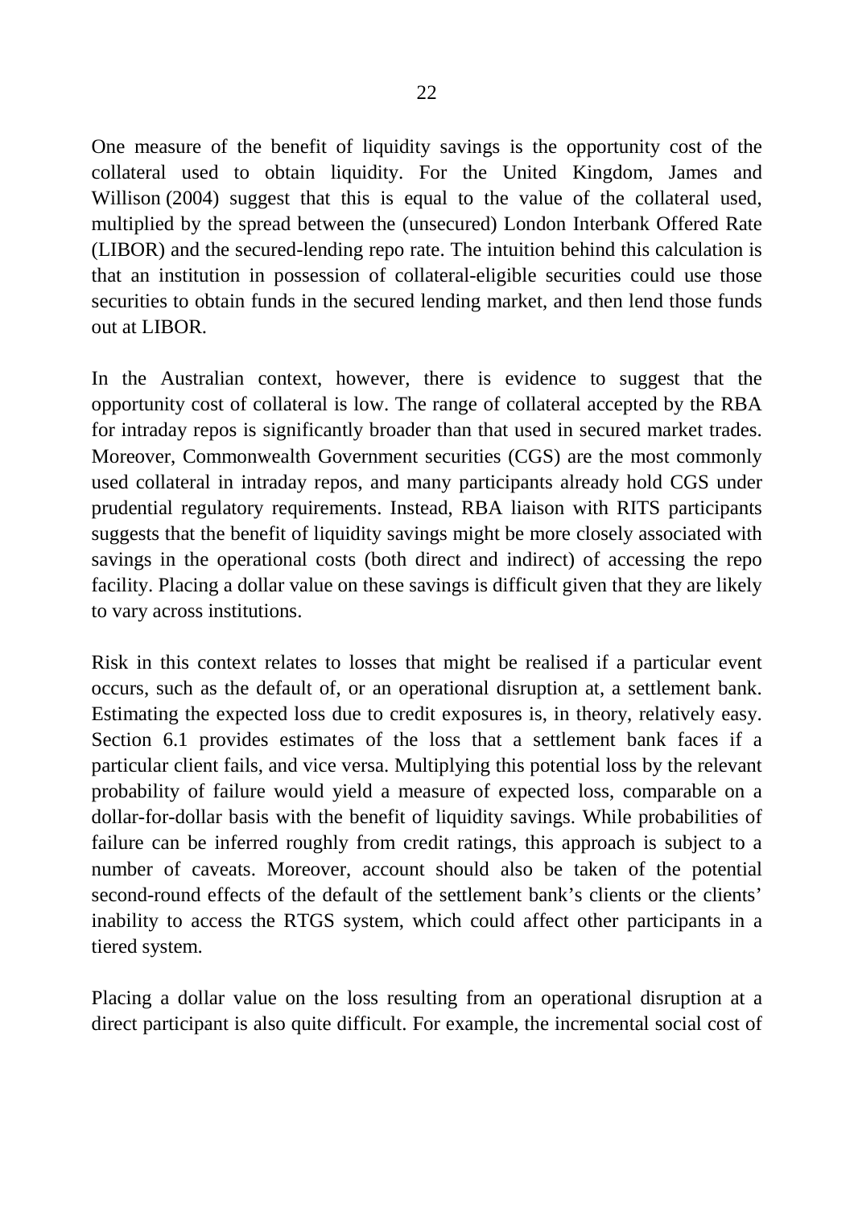One measure of the benefit of liquidity savings is the opportunity cost of the collateral used to obtain liquidity. For the United Kingdom, James and Willison (2004) suggest that this is equal to the value of the collateral used, multiplied by the spread between the (unsecured) London Interbank Offered Rate (LIBOR) and the secured-lending repo rate. The intuition behind this calculation is that an institution in possession of collateral-eligible securities could use those securities to obtain funds in the secured lending market, and then lend those funds out at LIBOR.

In the Australian context, however, there is evidence to suggest that the opportunity cost of collateral is low. The range of collateral accepted by the RBA for intraday repos is significantly broader than that used in secured market trades. Moreover, Commonwealth Government securities (CGS) are the most commonly used collateral in intraday repos, and many participants already hold CGS under prudential regulatory requirements. Instead, RBA liaison with RITS participants suggests that the benefit of liquidity savings might be more closely associated with savings in the operational costs (both direct and indirect) of accessing the repo facility. Placing a dollar value on these savings is difficult given that they are likely to vary across institutions.

Risk in this context relates to losses that might be realised if a particular event occurs, such as the default of, or an operational disruption at, a settlement bank. Estimating the expected loss due to credit exposures is, in theory, relatively easy. Section 6.1 provides estimates of the loss that a settlement bank faces if a particular client fails, and vice versa. Multiplying this potential loss by the relevant probability of failure would yield a measure of expected loss, comparable on a dollar-for-dollar basis with the benefit of liquidity savings. While probabilities of failure can be inferred roughly from credit ratings, this approach is subject to a number of caveats. Moreover, account should also be taken of the potential second-round effects of the default of the settlement bank's clients or the clients' inability to access the RTGS system, which could affect other participants in a tiered system.

Placing a dollar value on the loss resulting from an operational disruption at a direct participant is also quite difficult. For example, the incremental social cost of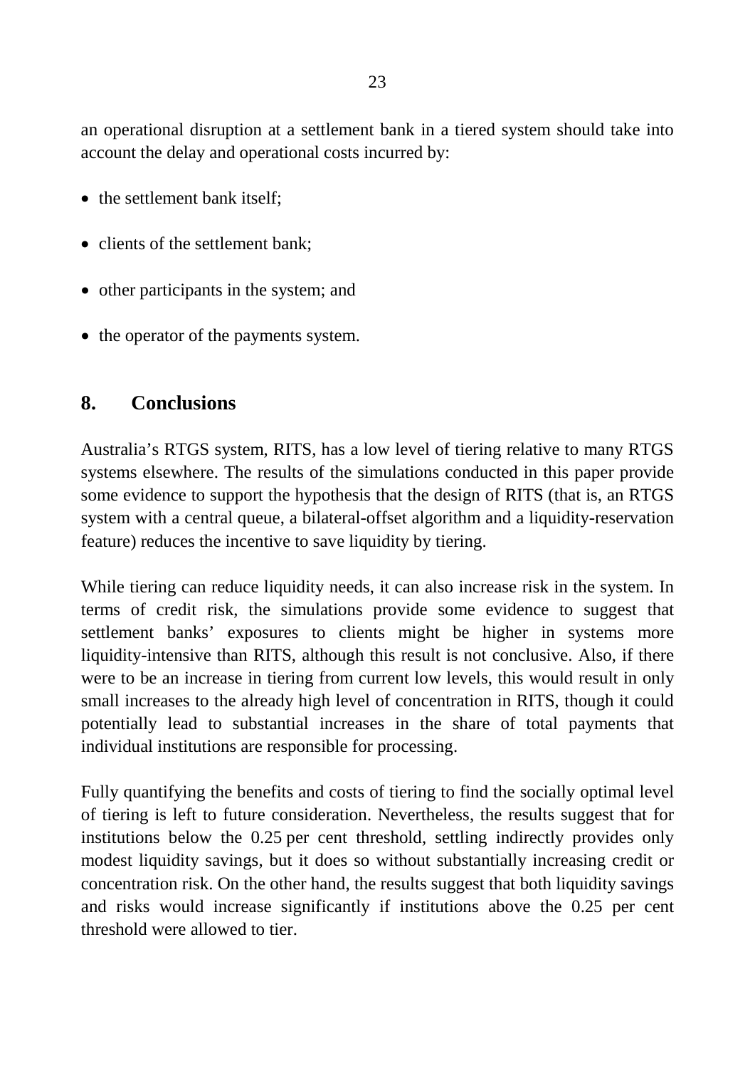an operational disruption at a settlement bank in a tiered system should take into account the delay and operational costs incurred by:

- the settlement bank itself;
- clients of the settlement bank;
- other participants in the system; and
- the operator of the payments system.

## 8. Conclusions

Australia's RTGS system, RITS, has a low level of tiering relative to many RTGS systems elsewhere. The results of the simulations conducted in this paper provide some evidence to support the hypothesis that the design of RITS (that is, an RTGS system with a central queue, a bilateral-offset algorithm and a liquidity-reservation feature) reduces the incentive to save liquidity by tiering.

While tiering can reduce liquidity needs, it can also increase risk in the system. In terms of credit risk, the simulations provide some evidence to suggest that settlement banks' exposures to clients might be higher in systems more liquidity-intensive than RITS, although this result is not conclusive. Also, if there were to be an increase in tiering from current low levels, this would result in only small increases to the already high level of concentration in RITS, though it could potentially lead to substantial increases in the share of total payments that individual institutions are responsible for processing.

Fully quantifying the benefits and costs of tiering to find the socially optimal level of tiering is left to future consideration. Nevertheless, the results suggest that for institutions below the 0.25 per cent threshold, settling indirectly provides only modest liquidity savings, but it does so without substantially increasing credit or concentration risk. On the other hand, the results suggest that both liquidity savings and risks would increase significantly if institutions above the 0.25 per cent threshold were allowed to tier.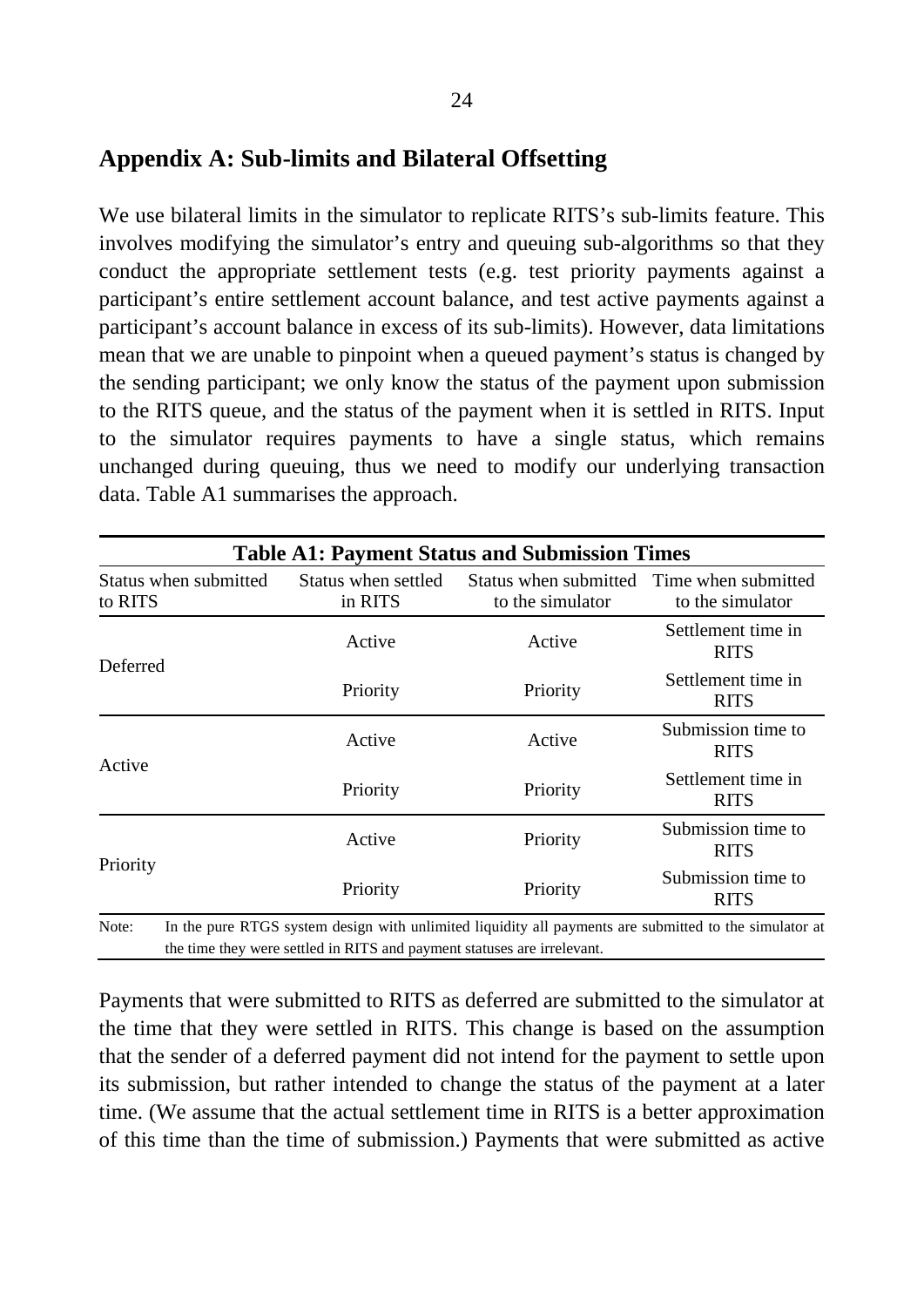## Appendix A: Sub-limits and Bilateral Offsetting

We use bilateral limits in the simulator to replicate RITS's sub-limits feature. This involves modifying the simulator's entry and queuing sub-algorithms so that they conduct the appropriate settlement tests (e.g. test priority payments against a participant's entire settlement account balance, and test active payments against a participant's account balance in excess of its sub-limits). However, data limitations mean that we are unable to pinpoint when a queued payment's status is changed by the sending participant; we only know the status of the payment upon submission to the RITS queue, and the status of the payment when it is settled in RITS. Input to the simulator requires payments to have a single status, which remains unchanged during queuing, thus we need to modify our underlying transaction data. Table A1 summarises the approach.

**Table A1: Payment Status and Submission Times**

| Status when submitted to RITS | Status when settled in RITS | Status when submitted to the simulator | Time when submitted to the simulator |
|---|---|---|---|
| Deferred | Active | Active | Settlement time in RITS |
| | Priority | Priority | Settlement time in RITS |
| Active | Active | Active | Submission time to RITS |
| | Priority | Priority | Settlement time in RITS |
| Priority | Active | Priority | Submission time to RITS |
| | Priority | Priority | Submission time to RITS |

Note: In the pure RTGS system design with unlimited liquidity all payments are submitted to the simulator at the time they were settled in RITS and payment statuses are irrelevant.

Payments that were submitted to RITS as deferred are submitted to the simulator at the time that they were settled in RITS. This change is based on the assumption that the sender of a deferred payment did not intend for the payment to settle upon its submission, but rather intended to change the status of the payment at a later time. (We assume that the actual settlement time in RITS is a better approximation of this time than the time of submission.) Payments that were submitted as active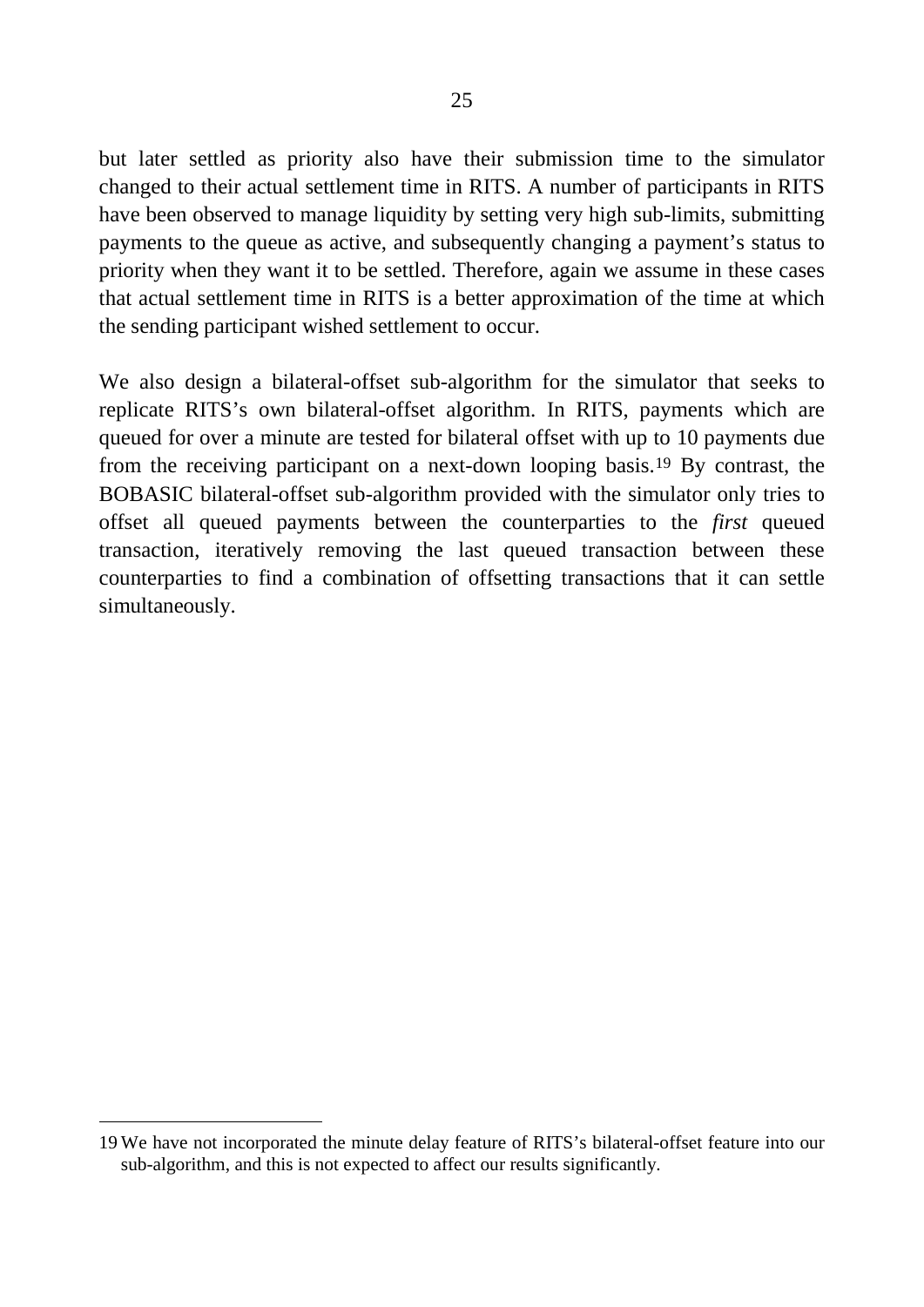but later settled as priority also have their submission time to the simulator changed to their actual settlement time in RITS. A number of participants in RITS have been observed to manage liquidity by setting very high sub-limits, submitting payments to the queue as active, and subsequently changing a payment's status to priority when they want it to be settled. Therefore, again we assume in these cases that actual settlement time in RITS is a better approximation of the time at which the sending participant wished settlement to occur.

We also design a bilateral-offset sub-algorithm for the simulator that seeks to replicate RITS's own bilateral-offset algorithm. In RITS, payments which are queued for over a minute are tested for bilateral offset with up to 10 payments due from the receiving participant on a next-down looping basis.[19] By contrast, the BOBASIC bilateral-offset sub-algorithm provided with the simulator only tries to offset all queued payments between the counterparties to the *first* queued transaction, iteratively removing the last queued transaction between these counterparties to find a combination of offsetting transactions that it can settle simultaneously.

---

19 We have not incorporated the minute delay feature of RITS's bilateral-offset feature into our sub-algorithm, and this is not expected to affect our results significantly.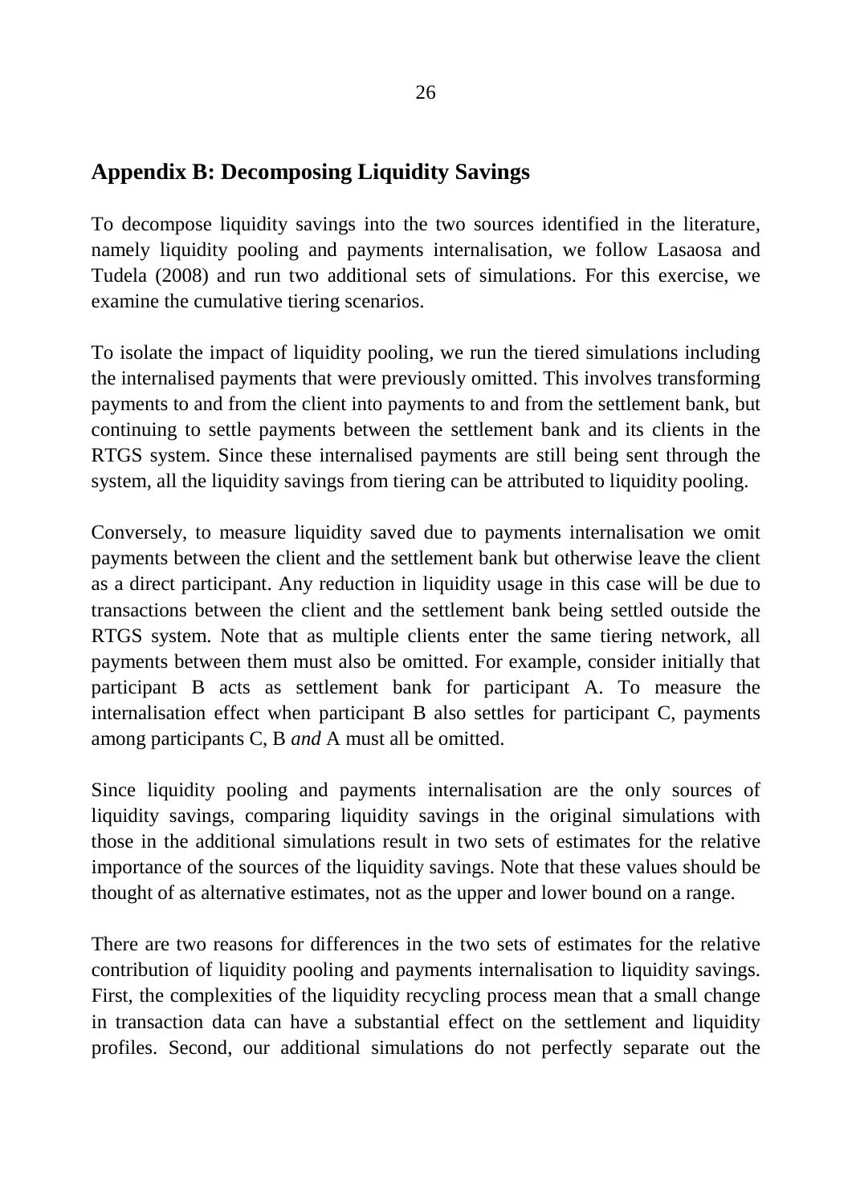## Appendix B: Decomposing Liquidity Savings

To decompose liquidity savings into the two sources identified in the literature, namely liquidity pooling and payments internalisation, we follow Lasaosa and Tudela (2008) and run two additional sets of simulations. For this exercise, we examine the cumulative tiering scenarios.

To isolate the impact of liquidity pooling, we run the tiered simulations including the internalised payments that were previously omitted. This involves transforming payments to and from the client into payments to and from the settlement bank, but continuing to settle payments between the settlement bank and its clients in the RTGS system. Since these internalised payments are still being sent through the system, all the liquidity savings from tiering can be attributed to liquidity pooling.

Conversely, to measure liquidity saved due to payments internalisation we omit payments between the client and the settlement bank but otherwise leave the client as a direct participant. Any reduction in liquidity usage in this case will be due to transactions between the client and the settlement bank being settled outside the RTGS system. Note that as multiple clients enter the same tiering network, all payments between them must also be omitted. For example, consider initially that participant B acts as settlement bank for participant A. To measure the internalisation effect when participant B also settles for participant C, payments among participants C, B *and* A must all be omitted.

Since liquidity pooling and payments internalisation are the only sources of liquidity savings, comparing liquidity savings in the original simulations with those in the additional simulations result in two sets of estimates for the relative importance of the sources of the liquidity savings. Note that these values should be thought of as alternative estimates, not as the upper and lower bound on a range.

There are two reasons for differences in the two sets of estimates for the relative contribution of liquidity pooling and payments internalisation to liquidity savings. First, the complexities of the liquidity recycling process mean that a small change in transaction data can have a substantial effect on the settlement and liquidity profiles. Second, our additional simulations do not perfectly separate out the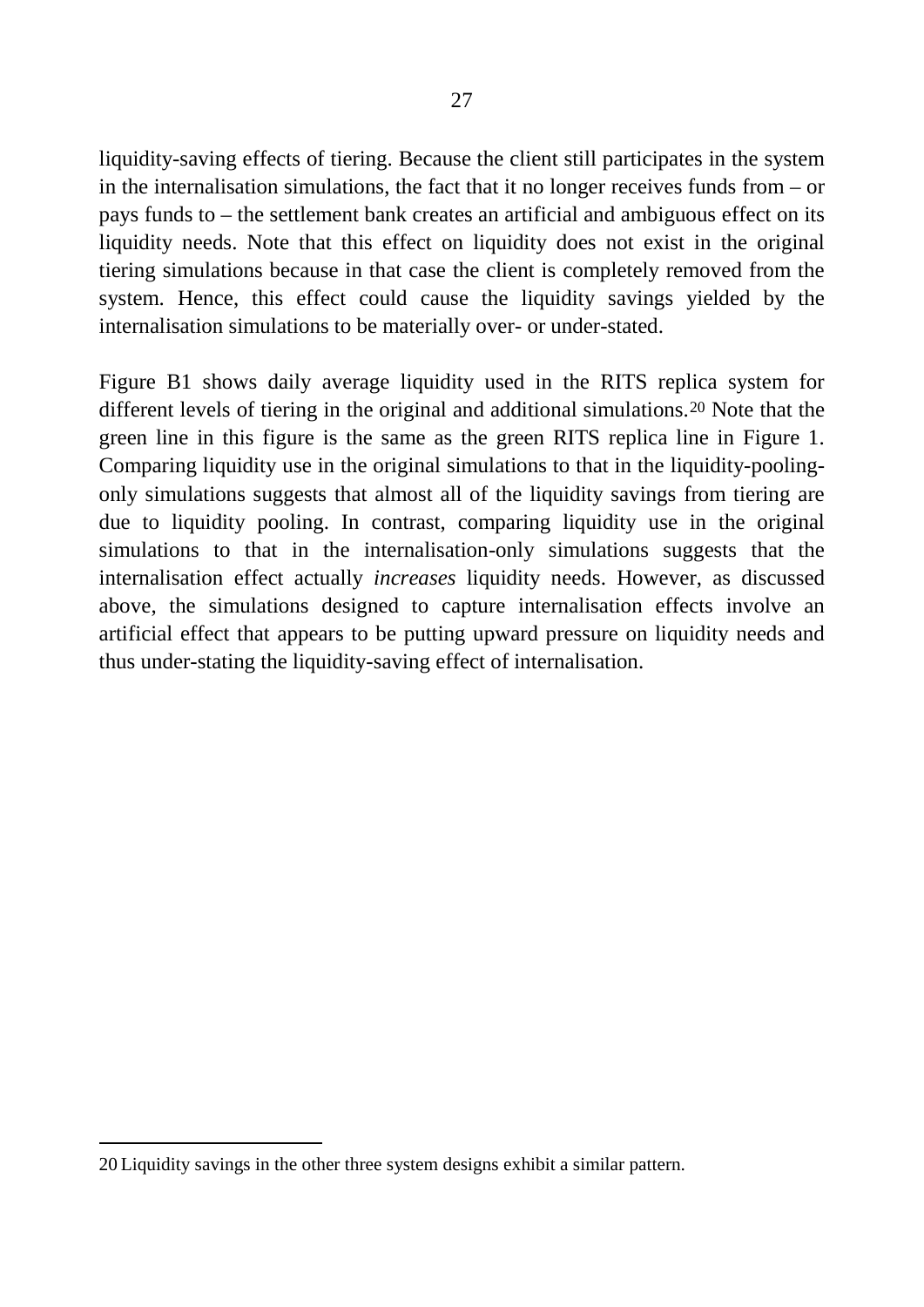liquidity-saving effects of tiering. Because the client still participates in the system in the internalisation simulations, the fact that it no longer receives funds from – or pays funds to – the settlement bank creates an artificial and ambiguous effect on its liquidity needs. Note that this effect on liquidity does not exist in the original tiering simulations because in that case the client is completely removed from the system. Hence, this effect could cause the liquidity savings yielded by the internalisation simulations to be materially over- or under-stated.

Figure B1 shows daily average liquidity used in the RITS replica system for different levels of tiering in the original and additional simulations.[20] Note that the green line in this figure is the same as the green RITS replica line in Figure 1. Comparing liquidity use in the original simulations to that in the liquidity-pooling-only simulations suggests that almost all of the liquidity savings from tiering are due to liquidity pooling. In contrast, comparing liquidity use in the original simulations to that in the internalisation-only simulations suggests that the internalisation effect actually *increases* liquidity needs. However, as discussed above, the simulations designed to capture internalisation effects involve an artificial effect that appears to be putting upward pressure on liquidity needs and thus under-stating the liquidity-saving effect of internalisation.

[20] Liquidity savings in the other three system designs exhibit a similar pattern.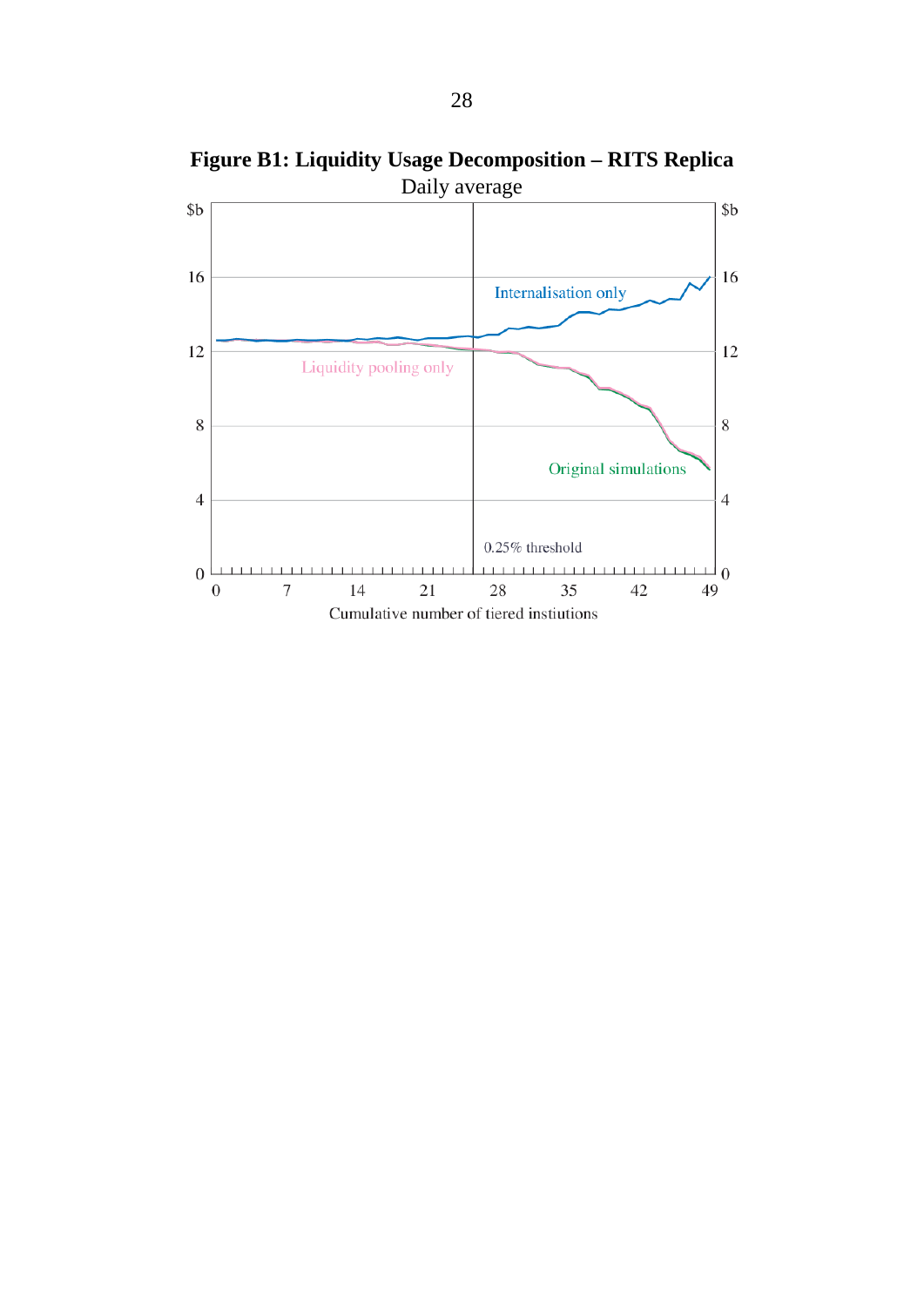**Figure B1: Liquidity Usage Decomposition – RITS Replica**

Daily average

$b

16

12

8

4

0

Internalisation only

Liquidity pooling only

Original simulations

0.25% threshold

0 7 14 21 28 35 42 49

Cumulative number of tiered instiutions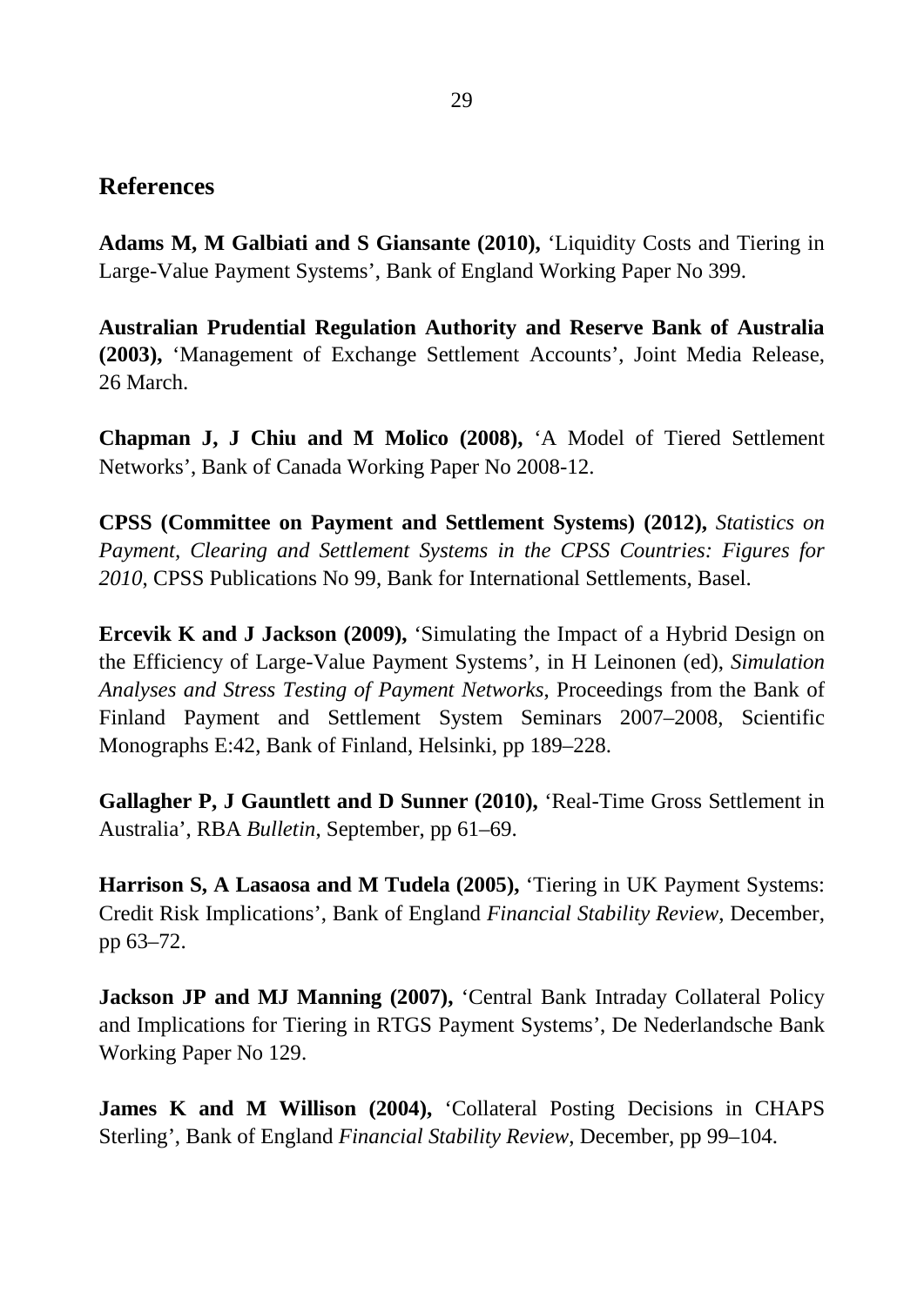## References

**Adams M, M Galbiati and S Giansante (2010),** 'Liquidity Costs and Tiering in Large-Value Payment Systems', Bank of England Working Paper No 399.

**Australian Prudential Regulation Authority and Reserve Bank of Australia (2003),** 'Management of Exchange Settlement Accounts', Joint Media Release, 26 March.

**Chapman J, J Chiu and M Molico (2008),** 'A Model of Tiered Settlement Networks', Bank of Canada Working Paper No 2008-12.

**CPSS (Committee on Payment and Settlement Systems) (2012),** *Statistics on Payment, Clearing and Settlement Systems in the CPSS Countries: Figures for 2010*, CPSS Publications No 99, Bank for International Settlements, Basel.

**Ercevik K and J Jackson (2009),** 'Simulating the Impact of a Hybrid Design on the Efficiency of Large-Value Payment Systems', in H Leinonen (ed), *Simulation Analyses and Stress Testing of Payment Networks*, Proceedings from the Bank of Finland Payment and Settlement System Seminars 2007–2008, Scientific Monographs E:42, Bank of Finland, Helsinki, pp 189–228.

**Gallagher P, J Gauntlett and D Sunner (2010),** 'Real-Time Gross Settlement in Australia', RBA *Bulletin*, September, pp 61–69.

**Harrison S, A Lasaosa and M Tudela (2005),** 'Tiering in UK Payment Systems: Credit Risk Implications', Bank of England *Financial Stability Review*, December, pp 63–72.

**Jackson JP and MJ Manning (2007),** 'Central Bank Intraday Collateral Policy and Implications for Tiering in RTGS Payment Systems', De Nederlandsche Bank Working Paper No 129.

**James K and M Willison (2004),** 'Collateral Posting Decisions in CHAPS Sterling', Bank of England *Financial Stability Review*, December, pp 99–104.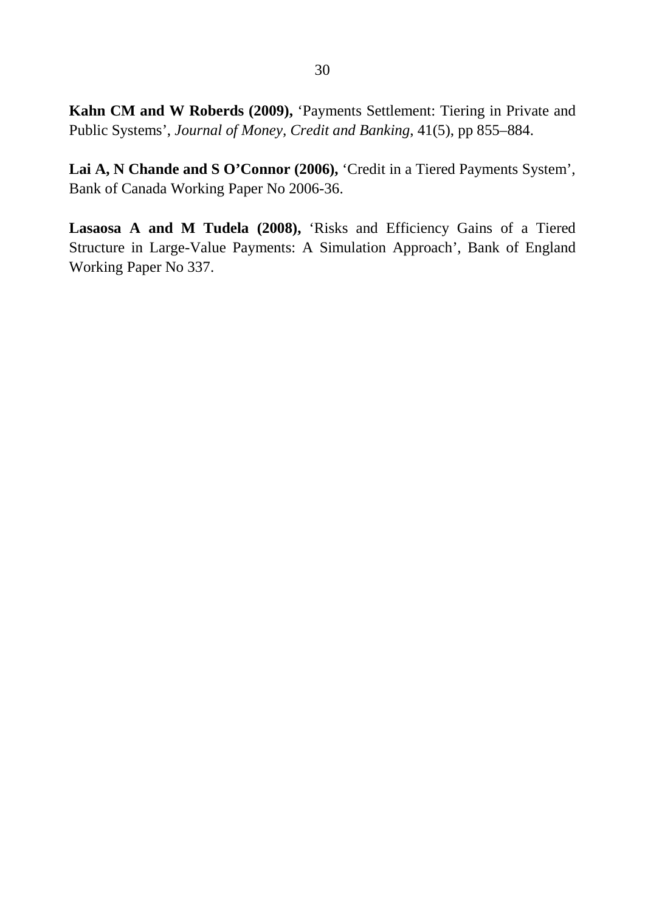**Kahn CM and W Roberds (2009),** 'Payments Settlement: Tiering in Private and Public Systems', *Journal of Money, Credit and Banking*, 41(5), pp 855–884.

**Lai A, N Chande and S O'Connor (2006),** 'Credit in a Tiered Payments System', Bank of Canada Working Paper No 2006-36.

**Lasaosa A and M Tudela (2008),** 'Risks and Efficiency Gains of a Tiered Structure in Large-Value Payments: A Simulation Approach', Bank of England Working Paper No 337.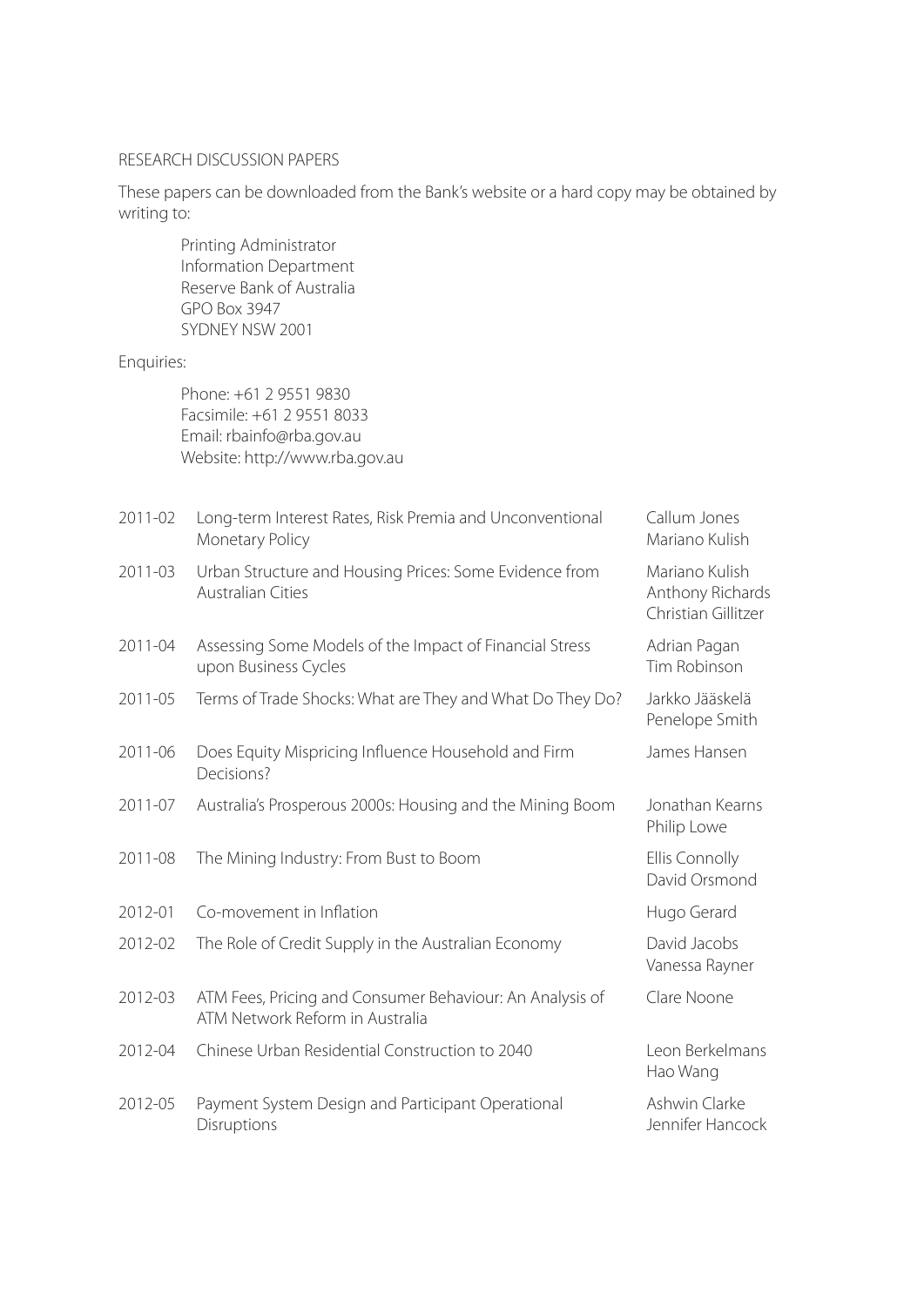## RESEARCH DISCUSSION PAPERS

These papers can be downloaded from the Bank's website or a hard copy may be obtained by writing to:

Printing Administrator
Information Department
Reserve Bank of Australia
GPO Box 3947
SYDNEY NSW 2001

Enquiries:

Phone: +61 2 9551 9830
Facsimile: +61 2 9551 8033
Email: rbainfo@rba.gov.au
Website: http://www.rba.gov.au

| | | |
|---|---|---|
| 2011-02 | Long-term Interest Rates, Risk Premia and Unconventional Monetary Policy | Callum Jones<br>Mariano Kulish |
| 2011-03 | Urban Structure and Housing Prices: Some Evidence from Australian Cities | Mariano Kulish<br>Anthony Richards<br>Christian Gillitzer |
| 2011-04 | Assessing Some Models of the Impact of Financial Stress upon Business Cycles | Adrian Pagan<br>Tim Robinson |
| 2011-05 | Terms of Trade Shocks: What are They and What Do They Do? | Jarkko Jääskelä<br>Penelope Smith |
| 2011-06 | Does Equity Mispricing Influence Household and Firm Decisions? | James Hansen |
| 2011-07 | Australia's Prosperous 2000s: Housing and the Mining Boom | Jonathan Kearns<br>Philip Lowe |
| 2011-08 | The Mining Industry: From Bust to Boom | Ellis Connolly<br>David Orsmond |
| 2012-01 | Co-movement in Inflation | Hugo Gerard |
| 2012-02 | The Role of Credit Supply in the Australian Economy | David Jacobs<br>Vanessa Rayner |
| 2012-03 | ATM Fees, Pricing and Consumer Behaviour: An Analysis of ATM Network Reform in Australia | Clare Noone |
| 2012-04 | Chinese Urban Residential Construction to 2040 | Leon Berkelmans<br>Hao Wang |
| 2012-05 | Payment System Design and Participant Operational Disruptions | Ashwin Clarke<br>Jennifer Hancock |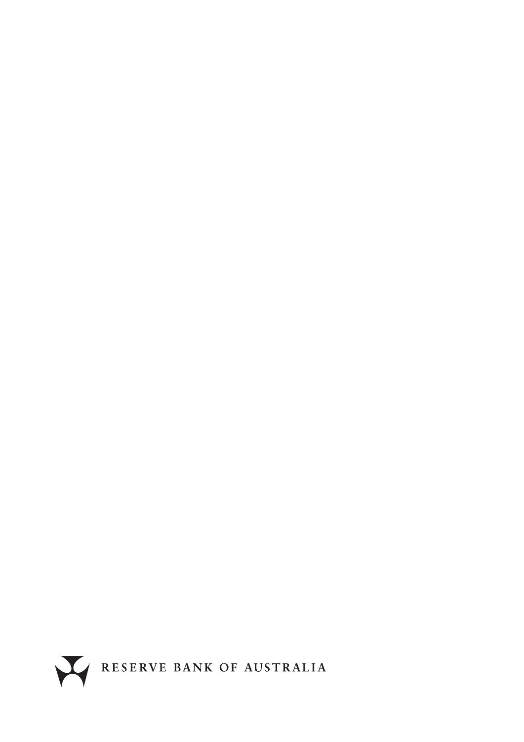RESERVE BANK OF AUSTRALIA